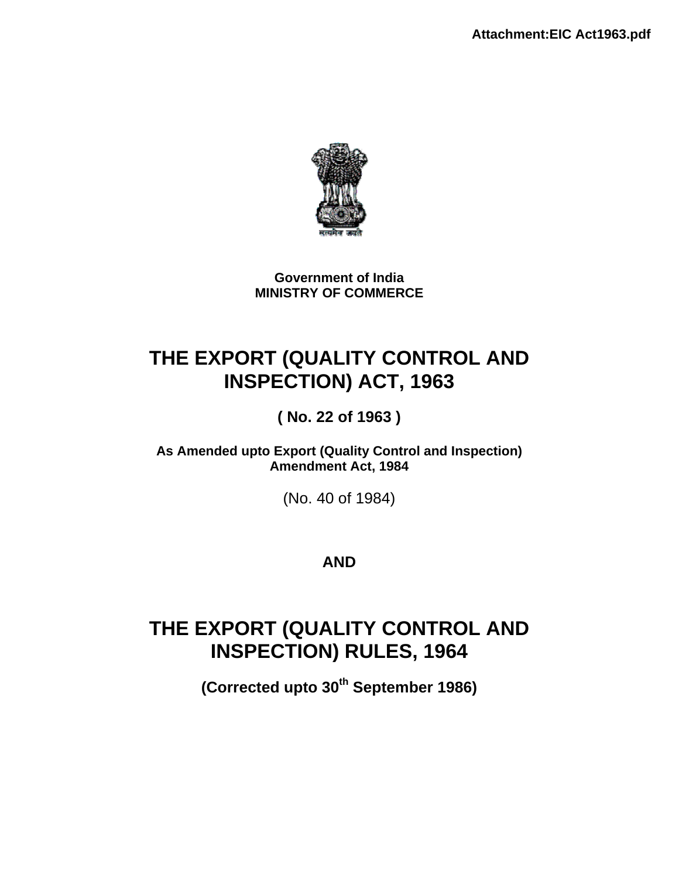Attachment:EIC Act1963.pdf

सत्यमेव जयते

**Government of India**
**MINISTRY OF COMMERCE**

# THE EXPORT (QUALITY CONTROL AND INSPECTION) ACT, 1963

**( No. 22 of 1963 )**

**As Amended upto Export (Quality Control and Inspection) Amendment Act, 1984**

(No. 40 of 1984)

**AND**

# THE EXPORT (QUALITY CONTROL AND INSPECTION) RULES, 1964

**(Corrected upto 30th September 1986)**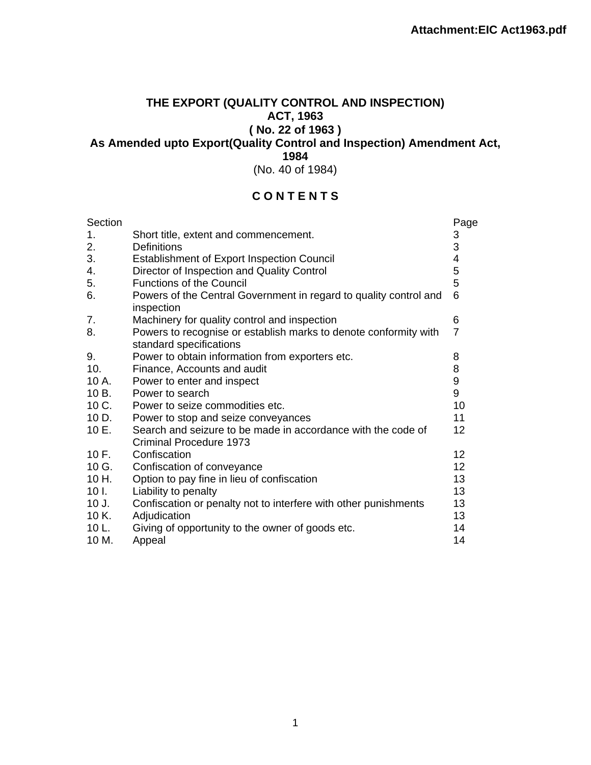Attachment:EIC Act1963.pdf

# THE EXPORT (QUALITY CONTROL AND INSPECTION) ACT, 1963

## ( No. 22 of 1963 )

## As Amended upto Export(Quality Control and Inspection) Amendment Act, 1984

(No. 40 of 1984)

## C O N T E N T S

| Section | | Page |
|---|---|---|
| 1. | Short title, extent and commencement. | 3 |
| 2. | Definitions | 3 |
| 3. | Establishment of Export Inspection Council | 4 |
| 4. | Director of Inspection and Quality Control | 5 |
| 5. | Functions of the Council | 5 |
| 6. | Powers of the Central Government in regard to quality control and inspection | 6 |
| 7. | Machinery for quality control and inspection | 6 |
| 8. | Powers to recognise or establish marks to denote conformity with standard specifications | 7 |
| 9. | Power to obtain information from exporters etc. | 8 |
| 10. | Finance, Accounts and audit | 8 |
| 10 A. | Power to enter and inspect | 9 |
| 10 B. | Power to search | 9 |
| 10 C. | Power to seize commodities etc. | 10 |
| 10 D. | Power to stop and seize conveyances | 11 |
| 10 E. | Search and seizure to be made in accordance with the code of Criminal Procedure 1973 | 12 |
| 10 F. | Confiscation | 12 |
| 10 G. | Confiscation of conveyance | 12 |
| 10 H. | Option to pay fine in lieu of confiscation | 13 |
| 10 I. | Liability to penalty | 13 |
| 10 J. | Confiscation or penalty not to interfere with other punishments | 13 |
| 10 K. | Adjudication | 13 |
| 10 L. | Giving of opportunity to the owner of goods etc. | 14 |
| 10 M. | Appeal | 14 |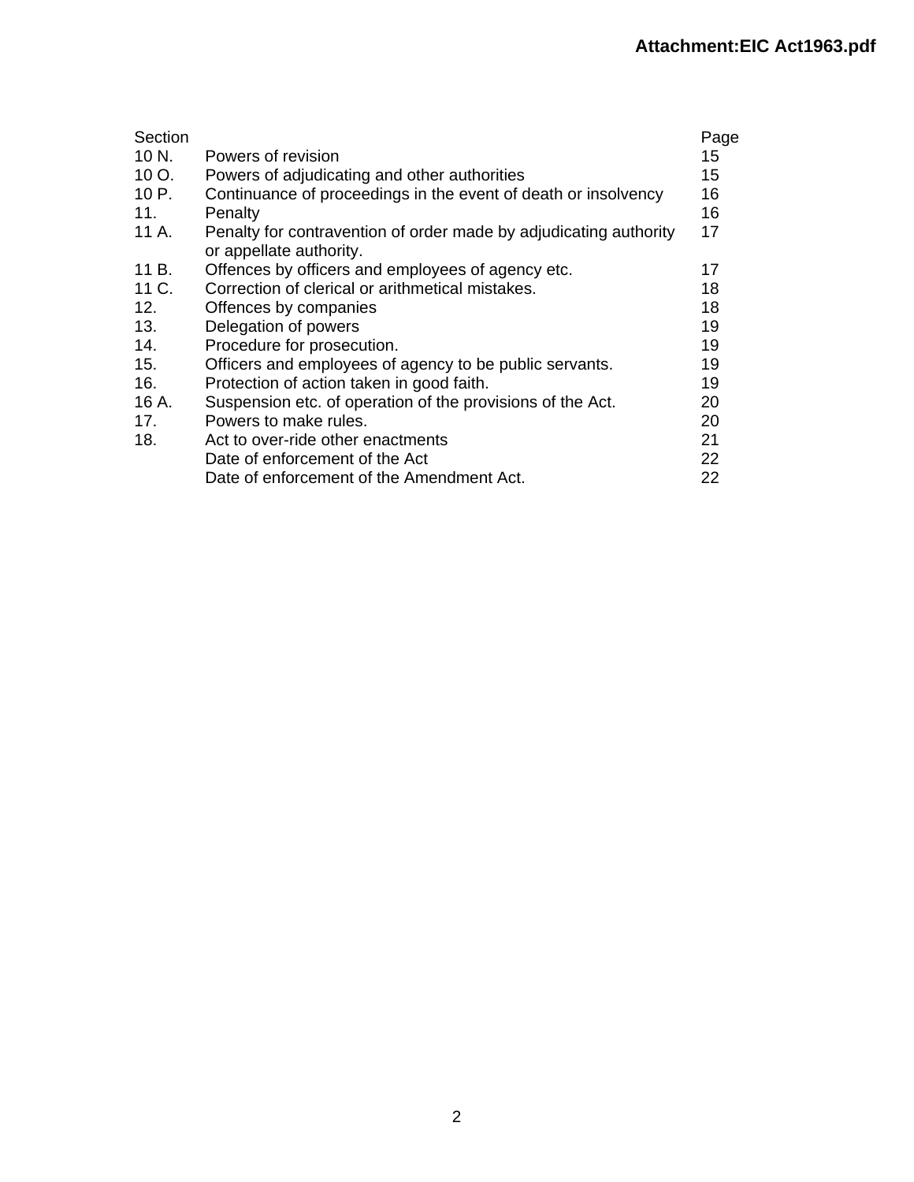| Section | | Page |
|---|---|---|
| 10 N. | Powers of revision | 15 |
| 10 O. | Powers of adjudicating and other authorities | 15 |
| 10 P. | Continuance of proceedings in the event of death or insolvency | 16 |
| 11. | Penalty | 16 |
| 11 A. | Penalty for contravention of order made by adjudicating authority or appellate authority. | 17 |
| 11 B. | Offences by officers and employees of agency etc. | 17 |
| 11 C. | Correction of clerical or arithmetical mistakes. | 18 |
| 12. | Offences by companies | 18 |
| 13. | Delegation of powers | 19 |
| 14. | Procedure for prosecution. | 19 |
| 15. | Officers and employees of agency to be public servants. | 19 |
| 16. | Protection of action taken in good faith. | 19 |
| 16 A. | Suspension etc. of operation of the provisions of the Act. | 20 |
| 17. | Powers to make rules. | 20 |
| 18. | Act to over-ride other enactments | 21 |
| | Date of enforcement of the Act | 22 |
| | Date of enforcement of the Amendment Act. | 22 |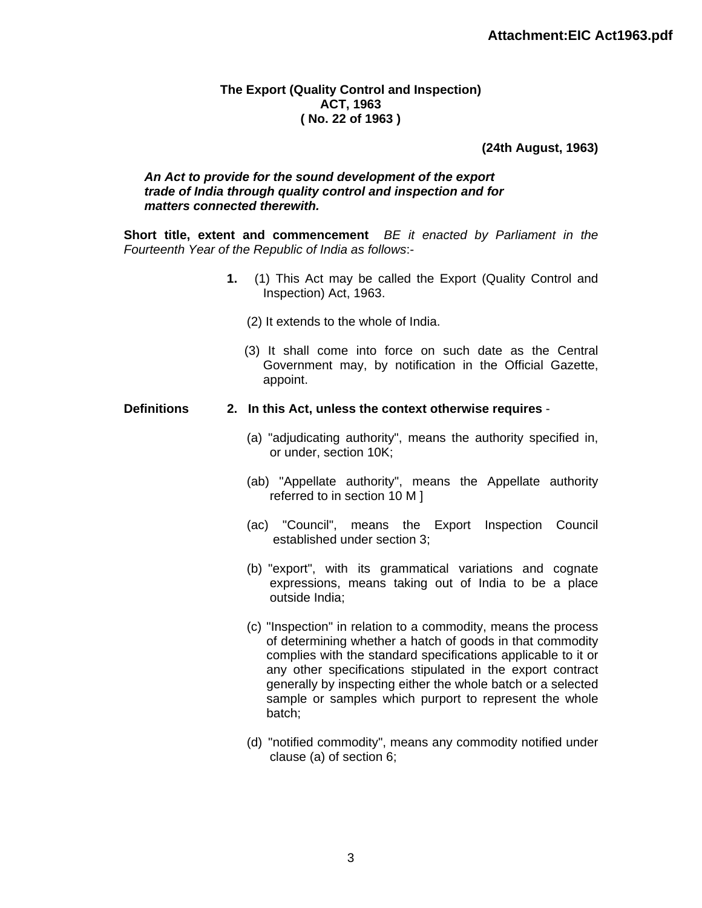**Attachment:EIC Act1963.pdf**

# The Export (Quality Control and Inspection) ACT, 1963 ( No. 22 of 1963 )

**(24th August, 1963)**

***An Act to provide for the sound development of the export trade of India through quality control and inspection and for matters connected therewith.***

**Short title, extent and commencement** *BE it enacted by Parliament in the Fourteenth Year of the Republic of India as follows*:-

**1.** (1) This Act may be called the Export (Quality Control and Inspection) Act, 1963.

(2) It extends to the whole of India.

(3) It shall come into force on such date as the Central Government may, by notification in the Official Gazette, appoint.

**Definitions**

**2. In this Act, unless the context otherwise requires** -

(a) "adjudicating authority", means the authority specified in, or under, section 10K;

(ab) "Appellate authority", means the Appellate authority referred to in section 10 M ]

(ac) "Council", means the Export Inspection Council established under section 3;

(b) "export", with its grammatical variations and cognate expressions, means taking out of India to be a place outside India;

(c) "Inspection" in relation to a commodity, means the process of determining whether a hatch of goods in that commodity complies with the standard specifications applicable to it or any other specifications stipulated in the export contract generally by inspecting either the whole batch or a selected sample or samples which purport to represent the whole batch;

(d) "notified commodity", means any commodity notified under clause (a) of section 6;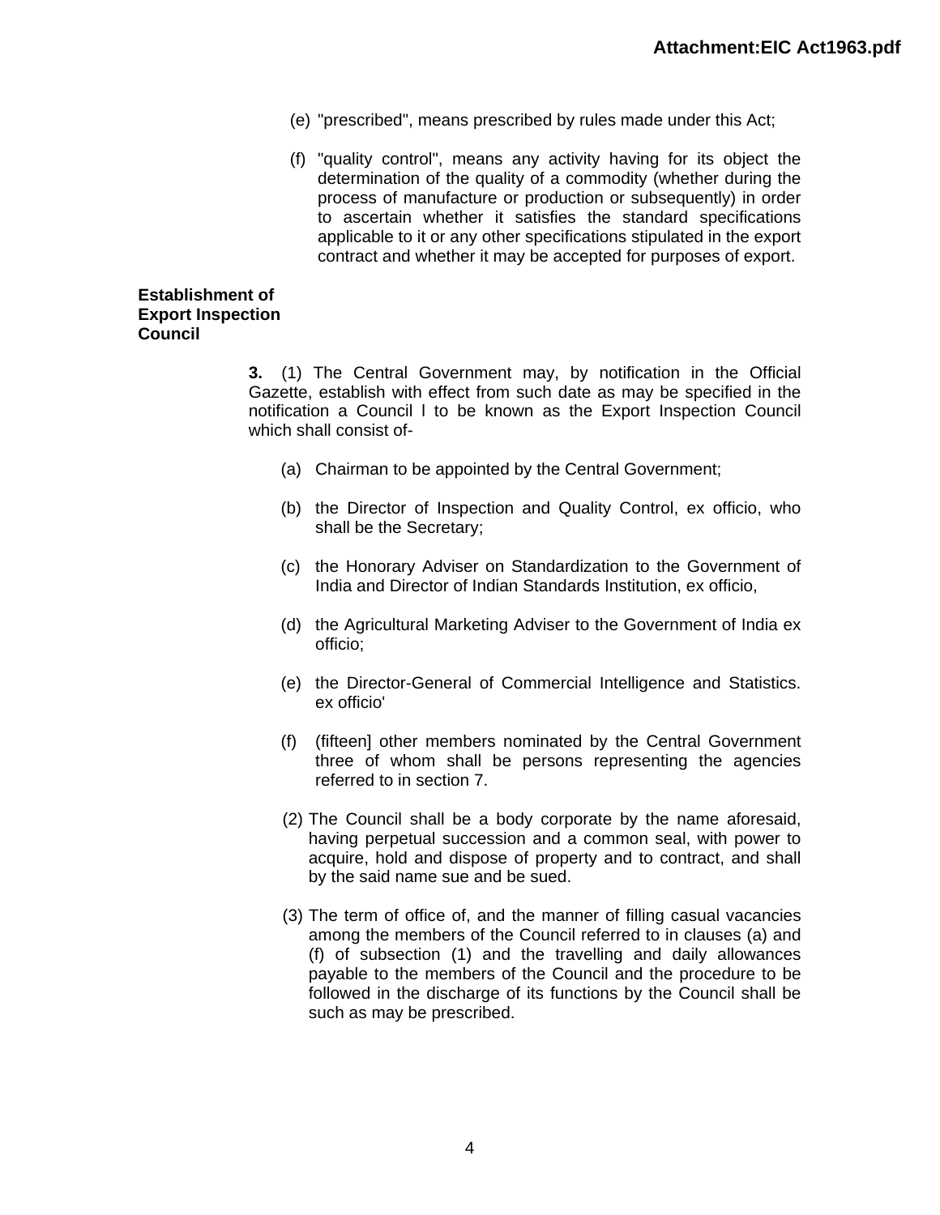(e) "prescribed", means prescribed by rules made under this Act;

(f) "quality control", means any activity having for its object the determination of the quality of a commodity (whether during the process of manufacture or production or subsequently) in order to ascertain whether it satisfies the standard specifications applicable to it or any other specifications stipulated in the export contract and whether it may be accepted for purposes of export.

**Establishment of Export Inspection Council**

**3.** (1) The Central Government may, by notification in the Official Gazette, establish with effect from such date as may be specified in the notification a Council l to be known as the Export Inspection Council which shall consist of-

(a) Chairman to be appointed by the Central Government;

(b) the Director of Inspection and Quality Control, ex officio, who shall be the Secretary;

(c) the Honorary Adviser on Standardization to the Government of India and Director of Indian Standards Institution, ex officio,

(d) the Agricultural Marketing Adviser to the Government of India ex officio;

(e) the Director-General of Commercial Intelligence and Statistics. ex officio'

(f) (fifteen] other members nominated by the Central Government three of whom shall be persons representing the agencies referred to in section 7.

(2) The Council shall be a body corporate by the name aforesaid, having perpetual succession and a common seal, with power to acquire, hold and dispose of property and to contract, and shall by the said name sue and be sued.

(3) The term of office of, and the manner of filling casual vacancies among the members of the Council referred to in clauses (a) and (f) of subsection (1) and the travelling and daily allowances payable to the members of the Council and the procedure to be followed in the discharge of its functions by the Council shall be such as may be prescribed.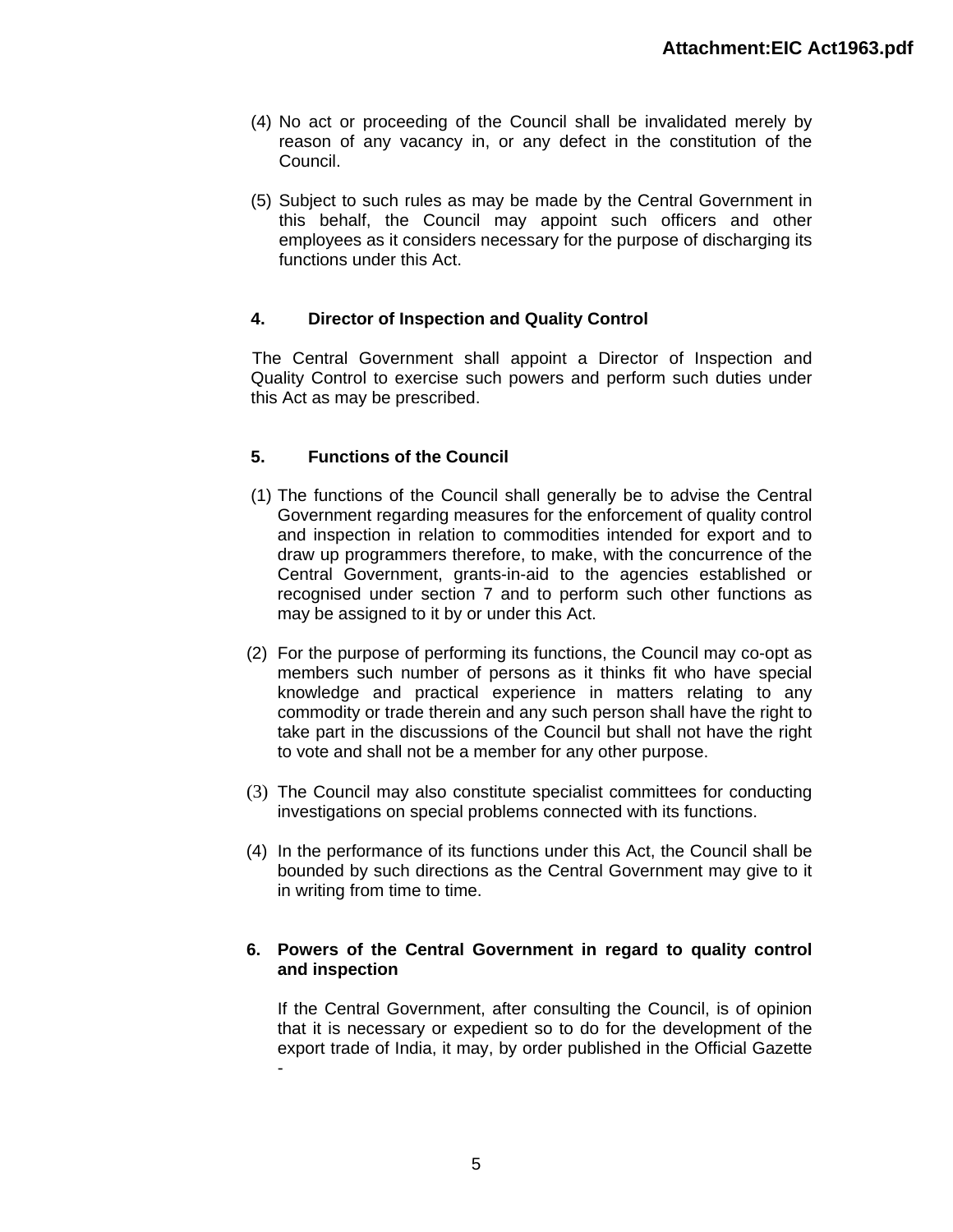(4) No act or proceeding of the Council shall be invalidated merely by reason of any vacancy in, or any defect in the constitution of the Council.

(5) Subject to such rules as may be made by the Central Government in this behalf, the Council may appoint such officers and other employees as it considers necessary for the purpose of discharging its functions under this Act.

## 4. Director of Inspection and Quality Control

The Central Government shall appoint a Director of Inspection and Quality Control to exercise such powers and perform such duties under this Act as may be prescribed.

## 5. Functions of the Council

(1) The functions of the Council shall generally be to advise the Central Government regarding measures for the enforcement of quality control and inspection in relation to commodities intended for export and to draw up programmers therefore, to make, with the concurrence of the Central Government, grants-in-aid to the agencies established or recognised under section 7 and to perform such other functions as may be assigned to it by or under this Act.

(2) For the purpose of performing its functions, the Council may co-opt as members such number of persons as it thinks fit who have special knowledge and practical experience in matters relating to any commodity or trade therein and any such person shall have the right to take part in the discussions of the Council but shall not have the right to vote and shall not be a member for any other purpose.

(3) The Council may also constitute specialist committees for conducting investigations on special problems connected with its functions.

(4) In the performance of its functions under this Act, the Council shall be bounded by such directions as the Central Government may give to it in writing from time to time.

## 6. Powers of the Central Government in regard to quality control and inspection

If the Central Government, after consulting the Council, is of opinion that it is necessary or expedient so to do for the development of the export trade of India, it may, by order published in the Official Gazette -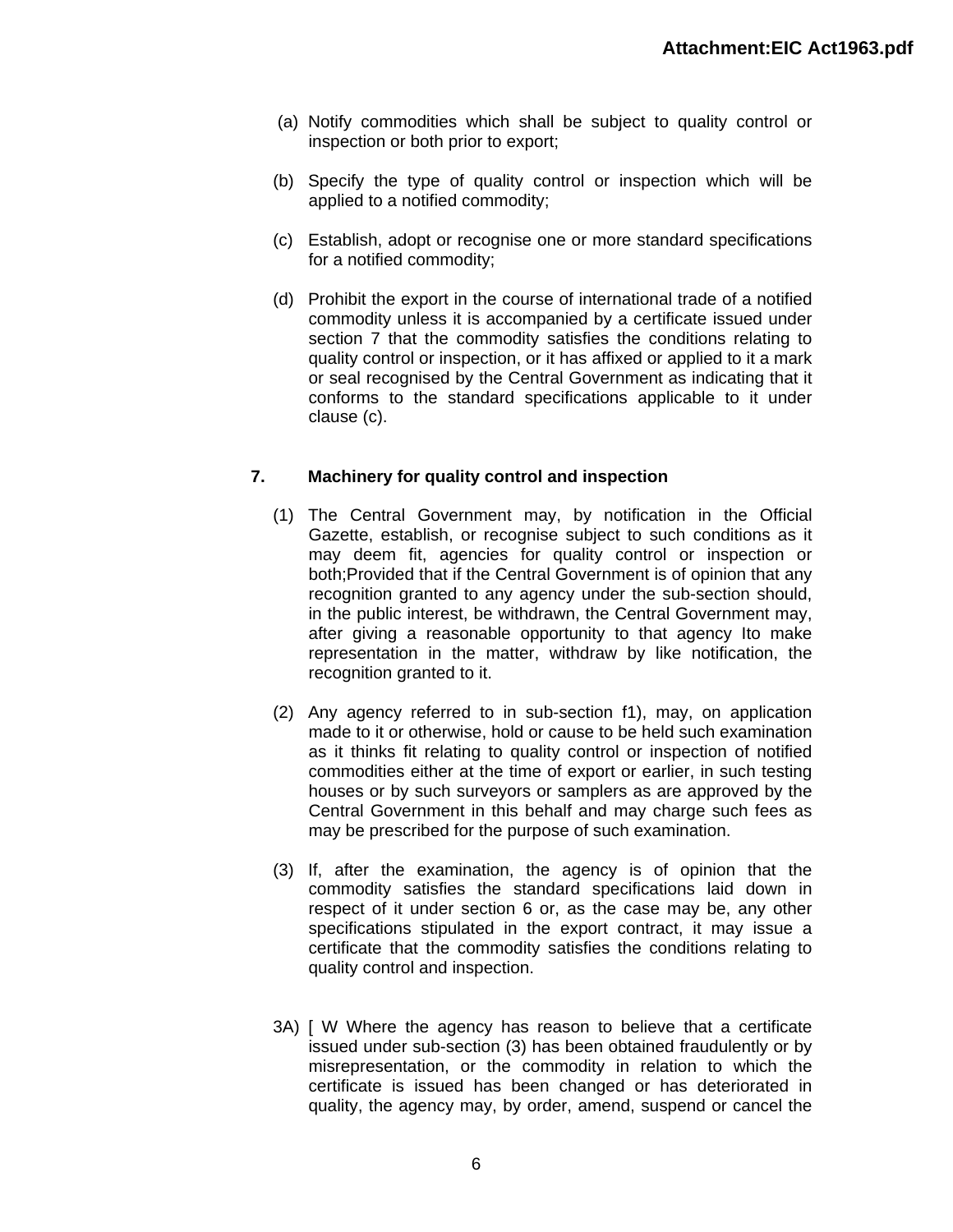(a) Notify commodities which shall be subject to quality control or inspection or both prior to export;

(b) Specify the type of quality control or inspection which will be applied to a notified commodity;

(c) Establish, adopt or recognise one or more standard specifications for a notified commodity;

(d) Prohibit the export in the course of international trade of a notified commodity unless it is accompanied by a certificate issued under section 7 that the commodity satisfies the conditions relating to quality control or inspection, or it has affixed or applied to it a mark or seal recognised by the Central Government as indicating that it conforms to the standard specifications applicable to it under clause (c).

**7. Machinery for quality control and inspection**

(1) The Central Government may, by notification in the Official Gazette, establish, or recognise subject to such conditions as it may deem fit, agencies for quality control or inspection or both;Provided that if the Central Government is of opinion that any recognition granted to any agency under the sub-section should, in the public interest, be withdrawn, the Central Government may, after giving a reasonable opportunity to that agency Ito make representation in the matter, withdraw by like notification, the recognition granted to it.

(2) Any agency referred to in sub-section f1), may, on application made to it or otherwise, hold or cause to be held such examination as it thinks fit relating to quality control or inspection of notified commodities either at the time of export or earlier, in such testing houses or by such surveyors or samplers as are approved by the Central Government in this behalf and may charge such fees as may be prescribed for the purpose of such examination.

(3) If, after the examination, the agency is of opinion that the commodity satisfies the standard specifications laid down in respect of it under section 6 or, as the case may be, any other specifications stipulated in the export contract, it may issue a certificate that the commodity satisfies the conditions relating to quality control and inspection.

3A) [ W Where the agency has reason to believe that a certificate issued under sub-section (3) has been obtained fraudulently or by misrepresentation, or the commodity in relation to which the certificate is issued has been changed or has deteriorated in quality, the agency may, by order, amend, suspend or cancel the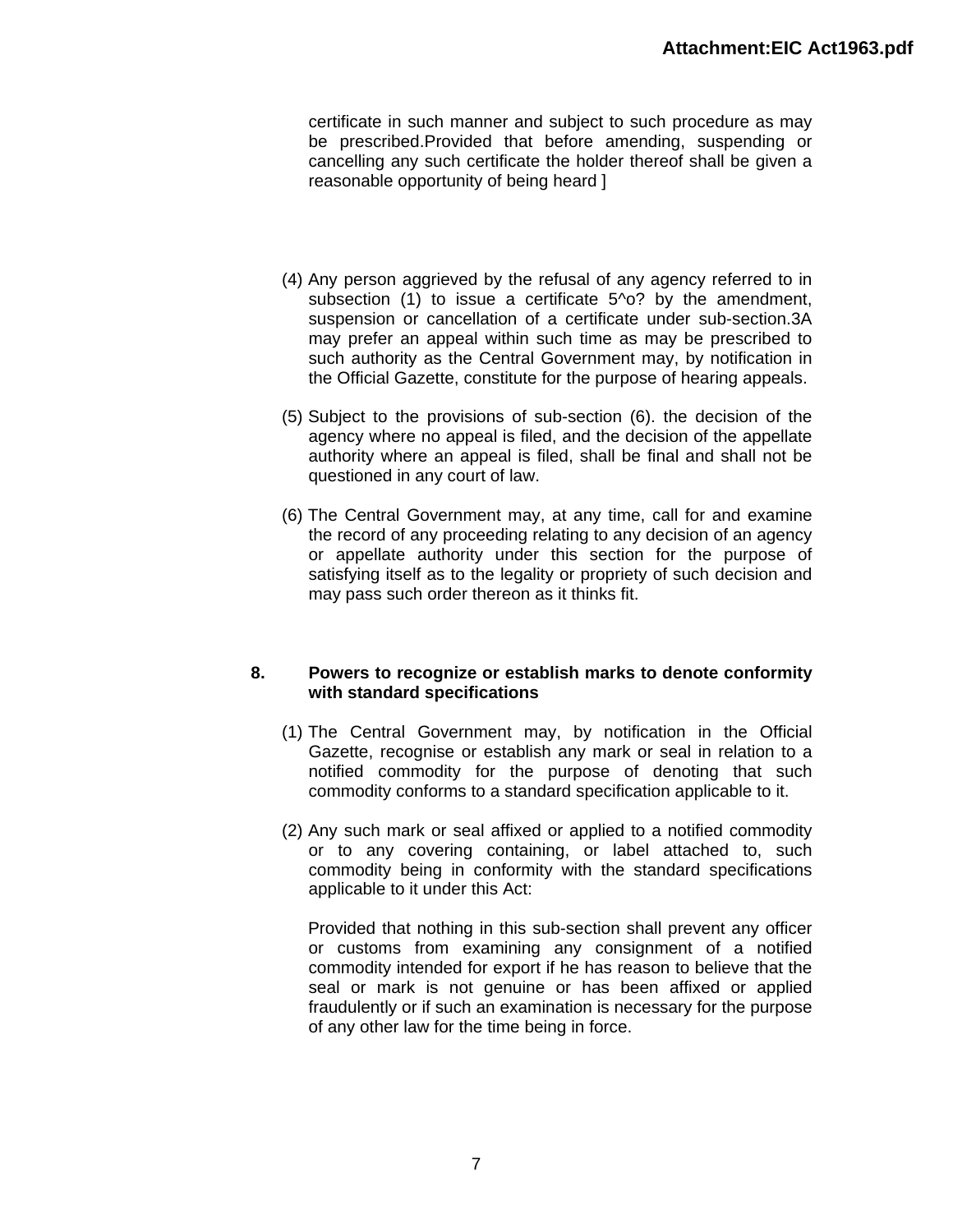certificate in such manner and subject to such procedure as may be prescribed.Provided that before amending, suspending or cancelling any such certificate the holder thereof shall be given a reasonable opportunity of being heard ]

(4) Any person aggrieved by the refusal of any agency referred to in subsection (1) to issue a certificate 5^o? by the amendment, suspension or cancellation of a certificate under sub-section.3A may prefer an appeal within such time as may be prescribed to such authority as the Central Government may, by notification in the Official Gazette, constitute for the purpose of hearing appeals.

(5) Subject to the provisions of sub-section (6). the decision of the agency where no appeal is filed, and the decision of the appellate authority where an appeal is filed, shall be final and shall not be questioned in any court of law.

(6) The Central Government may, at any time, call for and examine the record of any proceeding relating to any decision of an agency or appellate authority under this section for the purpose of satisfying itself as to the legality or propriety of such decision and may pass such order thereon as it thinks fit.

**8. Powers to recognize or establish marks to denote conformity with standard specifications**

(1) The Central Government may, by notification in the Official Gazette, recognise or establish any mark or seal in relation to a notified commodity for the purpose of denoting that such commodity conforms to a standard specification applicable to it.

(2) Any such mark or seal affixed or applied to a notified commodity or to any covering containing, or label attached to, such commodity being in conformity with the standard specifications applicable to it under this Act:

Provided that nothing in this sub-section shall prevent any officer or customs from examining any consignment of a notified commodity intended for export if he has reason to believe that the seal or mark is not genuine or has been affixed or applied fraudulently or if such an examination is necessary for the purpose of any other law for the time being in force.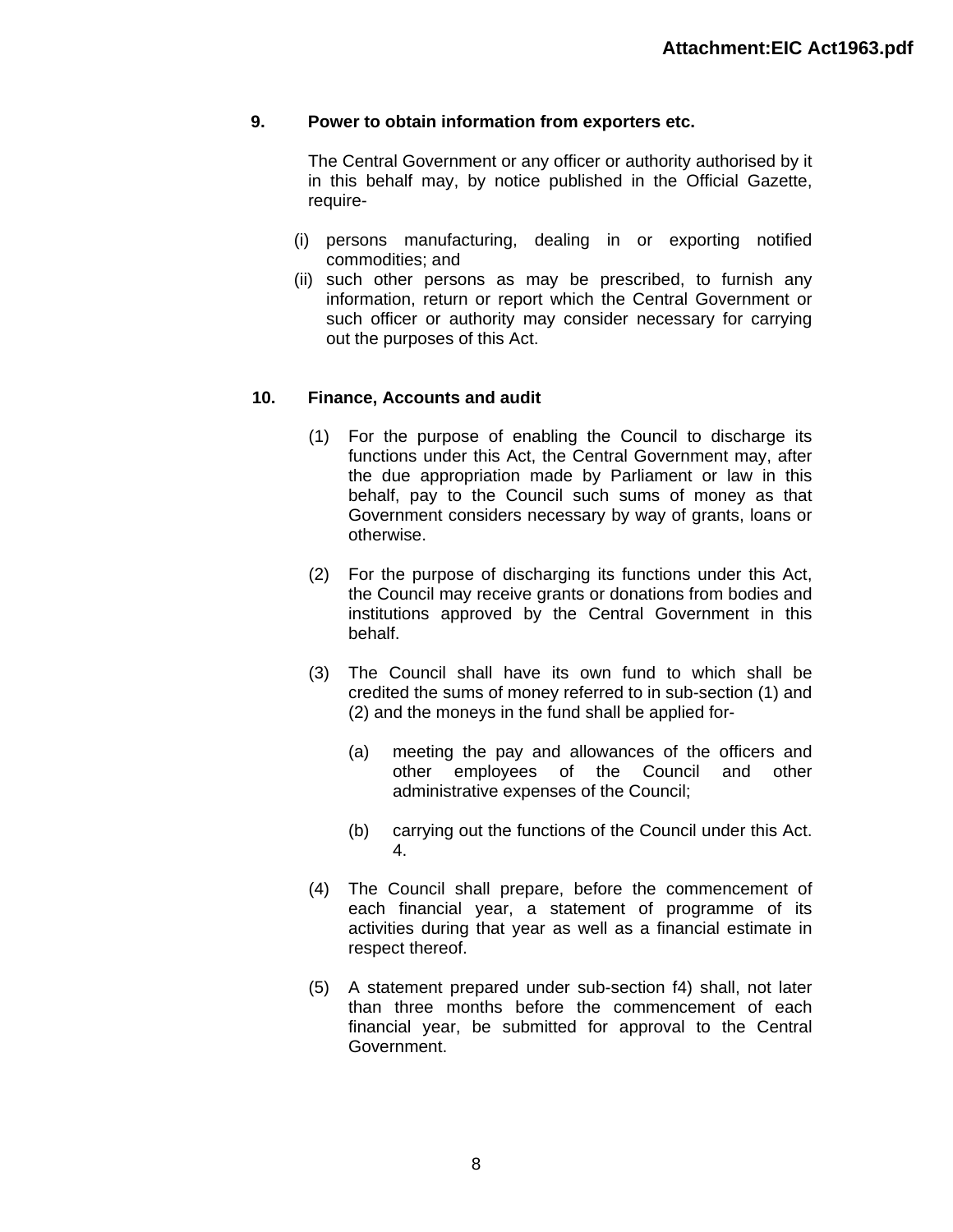**9. Power to obtain information from exporters etc.**

The Central Government or any officer or authority authorised by it in this behalf may, by notice published in the Official Gazette, require-

(i) persons manufacturing, dealing in or exporting notified commodities; and

(ii) such other persons as may be prescribed, to furnish any information, return or report which the Central Government or such officer or authority may consider necessary for carrying out the purposes of this Act.

**10. Finance, Accounts and audit**

(1) For the purpose of enabling the Council to discharge its functions under this Act, the Central Government may, after the due appropriation made by Parliament or law in this behalf, pay to the Council such sums of money as that Government considers necessary by way of grants, loans or otherwise.

(2) For the purpose of discharging its functions under this Act, the Council may receive grants or donations from bodies and institutions approved by the Central Government in this behalf.

(3) The Council shall have its own fund to which shall be credited the sums of money referred to in sub-section (1) and (2) and the moneys in the fund shall be applied for-

(a) meeting the pay and allowances of the officers and other employees of the Council and other administrative expenses of the Council;

(b) carrying out the functions of the Council under this Act. 4.

(4) The Council shall prepare, before the commencement of each financial year, a statement of programme of its activities during that year as well as a financial estimate in respect thereof.

(5) A statement prepared under sub-section f4) shall, not later than three months before the commencement of each financial year, be submitted for approval to the Central Government.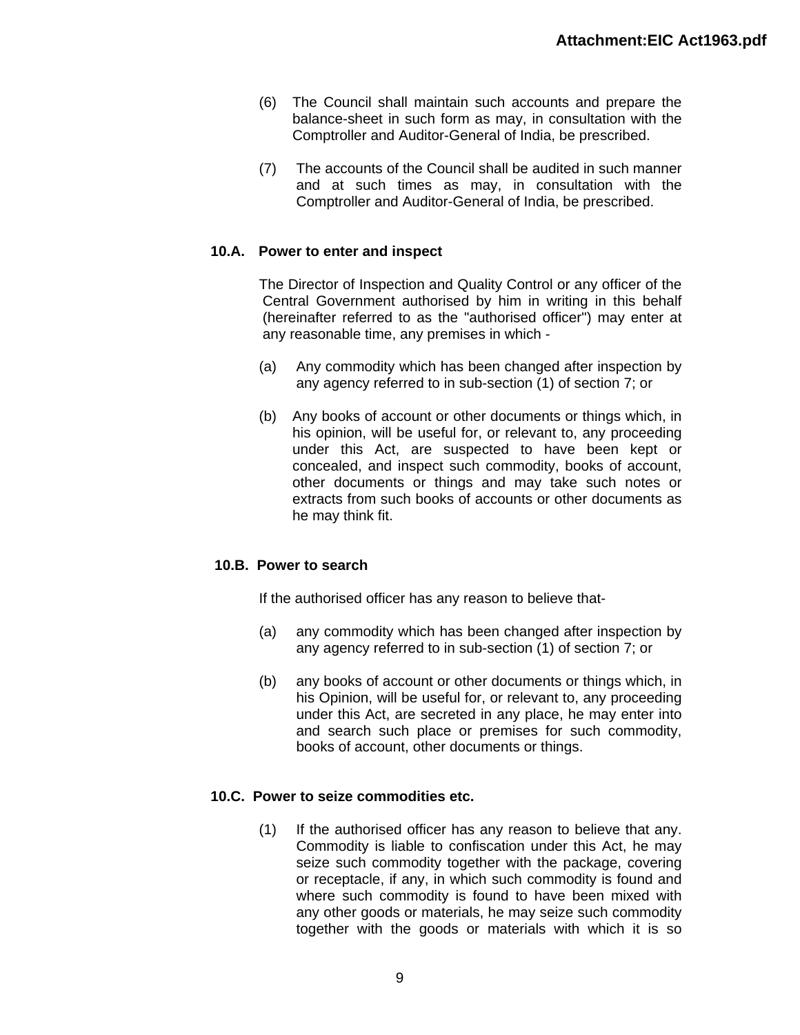(6) The Council shall maintain such accounts and prepare the balance-sheet in such form as may, in consultation with the Comptroller and Auditor-General of India, be prescribed.

(7) The accounts of the Council shall be audited in such manner and at such times as may, in consultation with the Comptroller and Auditor-General of India, be prescribed.

### 10.A. Power to enter and inspect

The Director of Inspection and Quality Control or any officer of the Central Government authorised by him in writing in this behalf (hereinafter referred to as the "authorised officer") may enter at any reasonable time, any premises in which -

(a) Any commodity which has been changed after inspection by any agency referred to in sub-section (1) of section 7; or

(b) Any books of account or other documents or things which, in his opinion, will be useful for, or relevant to, any proceeding under this Act, are suspected to have been kept or concealed, and inspect such commodity, books of account, other documents or things and may take such notes or extracts from such books of accounts or other documents as he may think fit.

### 10.B. Power to search

If the authorised officer has any reason to believe that-

(a) any commodity which has been changed after inspection by any agency referred to in sub-section (1) of section 7; or

(b) any books of account or other documents or things which, in his Opinion, will be useful for, or relevant to, any proceeding under this Act, are secreted in any place, he may enter into and search such place or premises for such commodity, books of account, other documents or things.

### 10.C. Power to seize commodities etc.

(1) If the authorised officer has any reason to believe that any. Commodity is liable to confiscation under this Act, he may seize such commodity together with the package, covering or receptacle, if any, in which such commodity is found and where such commodity is found to have been mixed with any other goods or materials, he may seize such commodity together with the goods or materials with which it is so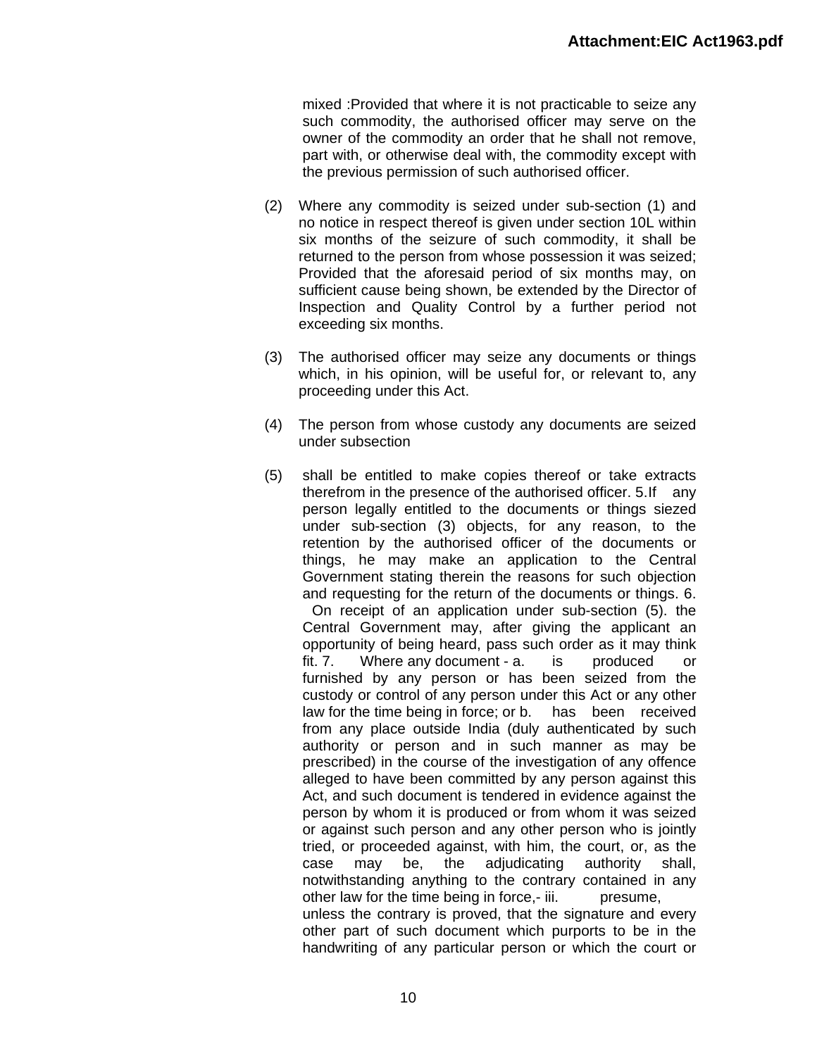mixed :Provided that where it is not practicable to seize any such commodity, the authorised officer may serve on the owner of the commodity an order that he shall not remove, part with, or otherwise deal with, the commodity except with the previous permission of such authorised officer.

(2) Where any commodity is seized under sub-section (1) and no notice in respect thereof is given under section 10L within six months of the seizure of such commodity, it shall be returned to the person from whose possession it was seized; Provided that the aforesaid period of six months may, on sufficient cause being shown, be extended by the Director of Inspection and Quality Control by a further period not exceeding six months.

(3) The authorised officer may seize any documents or things which, in his opinion, will be useful for, or relevant to, any proceeding under this Act.

(4) The person from whose custody any documents are seized under subsection

(5) shall be entitled to make copies thereof or take extracts therefrom in the presence of the authorised officer. 5.If any person legally entitled to the documents or things siezed under sub-section (3) objects, for any reason, to the retention by the authorised officer of the documents or things, he may make an application to the Central Government stating therein the reasons for such objection and requesting for the return of the documents or things. 6. On receipt of an application under sub-section (5). the Central Government may, after giving the applicant an opportunity of being heard, pass such order as it may think fit. 7. Where any document - a. is produced or furnished by any person or has been seized from the custody or control of any person under this Act or any other law for the time being in force; or b. has been received from any place outside India (duly authenticated by such authority or person and in such manner as may be prescribed) in the course of the investigation of any offence alleged to have been committed by any person against this Act, and such document is tendered in evidence against the person by whom it is produced or from whom it was seized or against such person and any other person who is jointly tried, or proceeded against, with him, the court, or, as the case may be, the adjudicating authority shall, notwithstanding anything to the contrary contained in any other law for the time being in force,- iii. presume, unless the contrary is proved, that the signature and every other part of such document which purports to be in the handwriting of any particular person or which the court or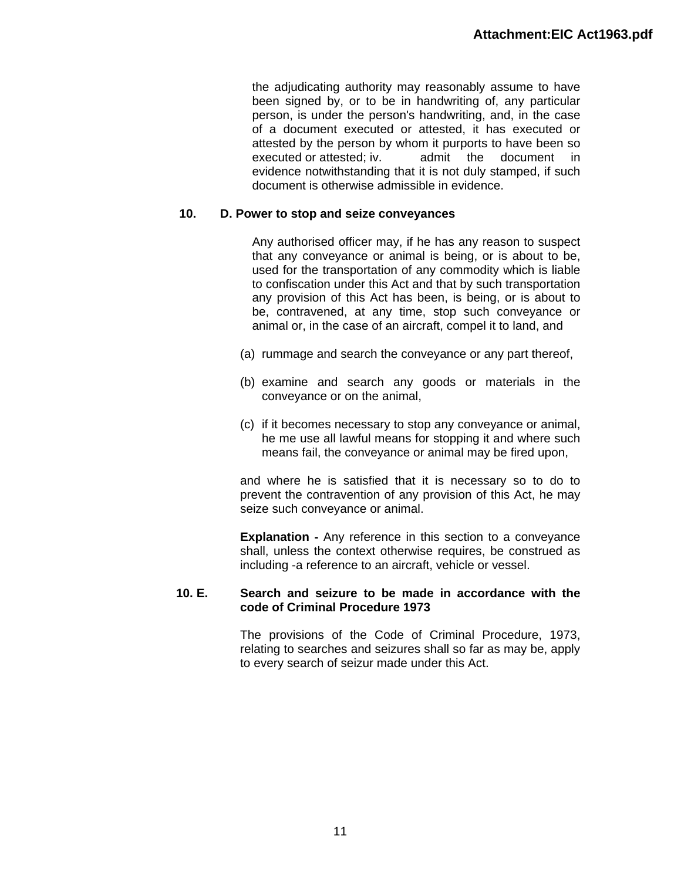the adjudicating authority may reasonably assume to have been signed by, or to be in handwriting of, any particular person, is under the person's handwriting, and, in the case of a document executed or attested, it has executed or attested by the person by whom it purports to have been so executed or attested; iv. admit the document in evidence notwithstanding that it is not duly stamped, if such document is otherwise admissible in evidence.

**10. D. Power to stop and seize conveyances**

Any authorised officer may, if he has any reason to suspect that any conveyance or animal is being, or is about to be, used for the transportation of any commodity which is liable to confiscation under this Act and that by such transportation any provision of this Act has been, is being, or is about to be, contravened, at any time, stop such conveyance or animal or, in the case of an aircraft, compel it to land, and

(a) rummage and search the conveyance or any part thereof,

(b) examine and search any goods or materials in the conveyance or on the animal,

(c) if it becomes necessary to stop any conveyance or animal, he me use all lawful means for stopping it and where such means fail, the conveyance or animal may be fired upon,

and where he is satisfied that it is necessary so to do to prevent the contravention of any provision of this Act, he may seize such conveyance or animal.

**Explanation -** Any reference in this section to a conveyance shall, unless the context otherwise requires, be construed as including -a reference to an aircraft, vehicle or vessel.

**10. E. Search and seizure to be made in accordance with the code of Criminal Procedure 1973**

The provisions of the Code of Criminal Procedure, 1973, relating to searches and seizures shall so far as may be, apply to every search of seizur made under this Act.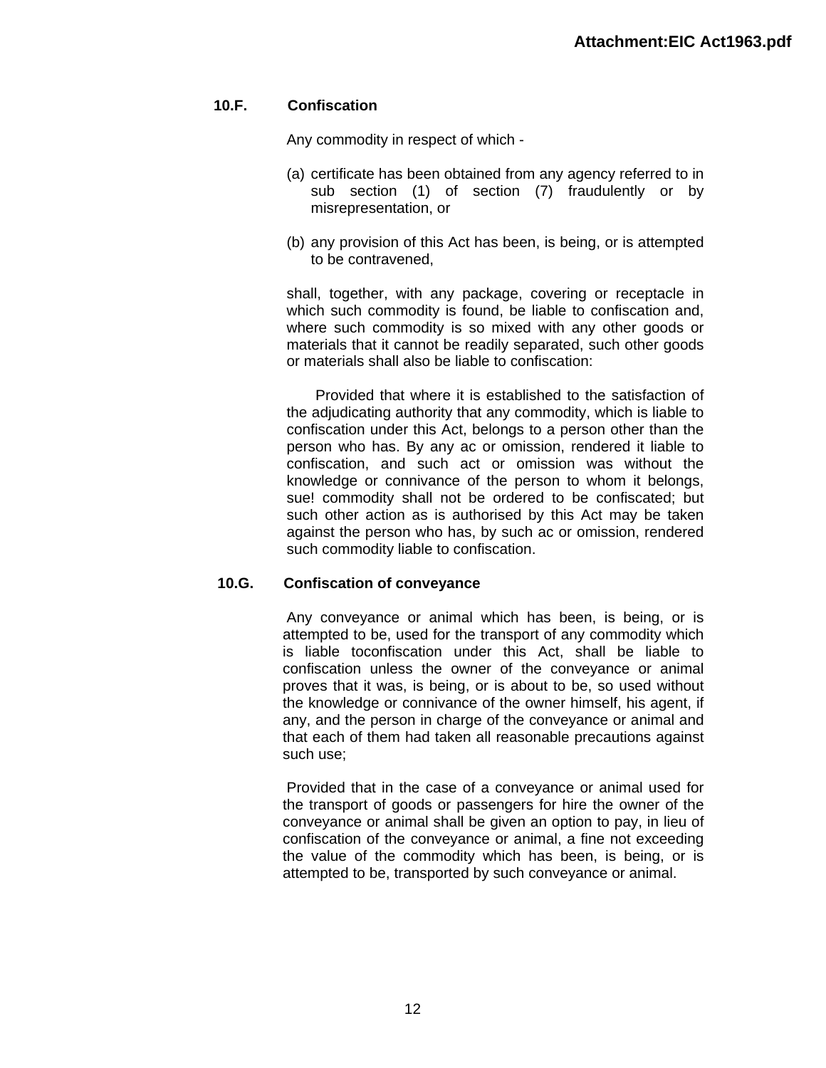## 10.F. Confiscation

Any commodity in respect of which -

(a) certificate has been obtained from any agency referred to in sub section (1) of section (7) fraudulently or by misrepresentation, or

(b) any provision of this Act has been, is being, or is attempted to be contravened,

shall, together, with any package, covering or receptacle in which such commodity is found, be liable to confiscation and, where such commodity is so mixed with any other goods or materials that it cannot be readily separated, such other goods or materials shall also be liable to confiscation:

Provided that where it is established to the satisfaction of the adjudicating authority that any commodity, which is liable to confiscation under this Act, belongs to a person other than the person who has. By any ac or omission, rendered it liable to confiscation, and such act or omission was without the knowledge or connivance of the person to whom it belongs, sue! commodity shall not be ordered to be confiscated; but such other action as is authorised by this Act may be taken against the person who has, by such ac or omission, rendered such commodity liable to confiscation.

## 10.G. Confiscation of conveyance

Any conveyance or animal which has been, is being, or is attempted to be, used for the transport of any commodity which is liable toconfiscation under this Act, shall be liable to confiscation unless the owner of the conveyance or animal proves that it was, is being, or is about to be, so used without the knowledge or connivance of the owner himself, his agent, if any, and the person in charge of the conveyance or animal and that each of them had taken all reasonable precautions against such use;

Provided that in the case of a conveyance or animal used for the transport of goods or passengers for hire the owner of the conveyance or animal shall be given an option to pay, in lieu of confiscation of the conveyance or animal, a fine not exceeding the value of the commodity which has been, is being, or is attempted to be, transported by such conveyance or animal.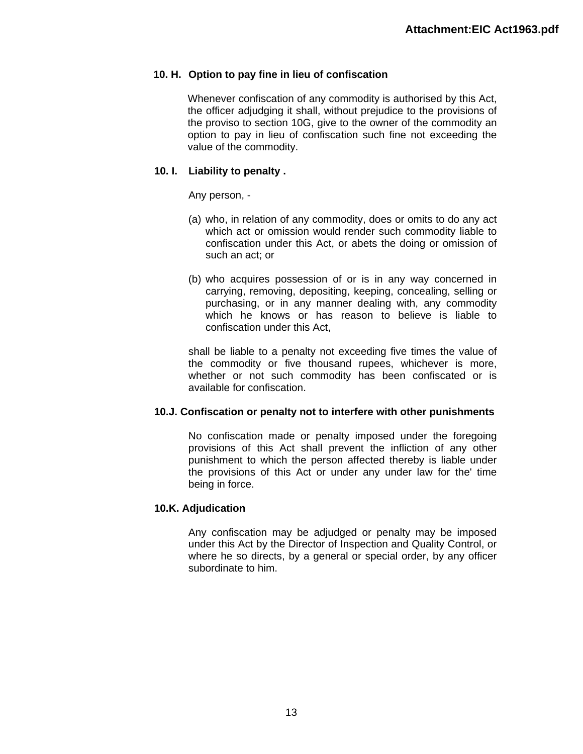### 10. H. Option to pay fine in lieu of confiscation

Whenever confiscation of any commodity is authorised by this Act, the officer adjudging it shall, without prejudice to the provisions of the proviso to section 10G, give to the owner of the commodity an option to pay in lieu of confiscation such fine not exceeding the value of the commodity.

### 10. I. Liability to penalty .

Any person, -

(a) who, in relation of any commodity, does or omits to do any act which act or omission would render such commodity liable to confiscation under this Act, or abets the doing or omission of such an act; or

(b) who acquires possession of or is in any way concerned in carrying, removing, depositing, keeping, concealing, selling or purchasing, or in any manner dealing with, any commodity which he knows or has reason to believe is liable to confiscation under this Act,

shall be liable to a penalty not exceeding five times the value of the commodity or five thousand rupees, whichever is more, whether or not such commodity has been confiscated or is available for confiscation.

### 10.J. Confiscation or penalty not to interfere with other punishments

No confiscation made or penalty imposed under the foregoing provisions of this Act shall prevent the infliction of any other punishment to which the person affected thereby is liable under the provisions of this Act or under any under law for the' time being in force.

### 10.K. Adjudication

Any confiscation may be adjudged or penalty may be imposed under this Act by the Director of Inspection and Quality Control, or where he so directs, by a general or special order, by any officer subordinate to him.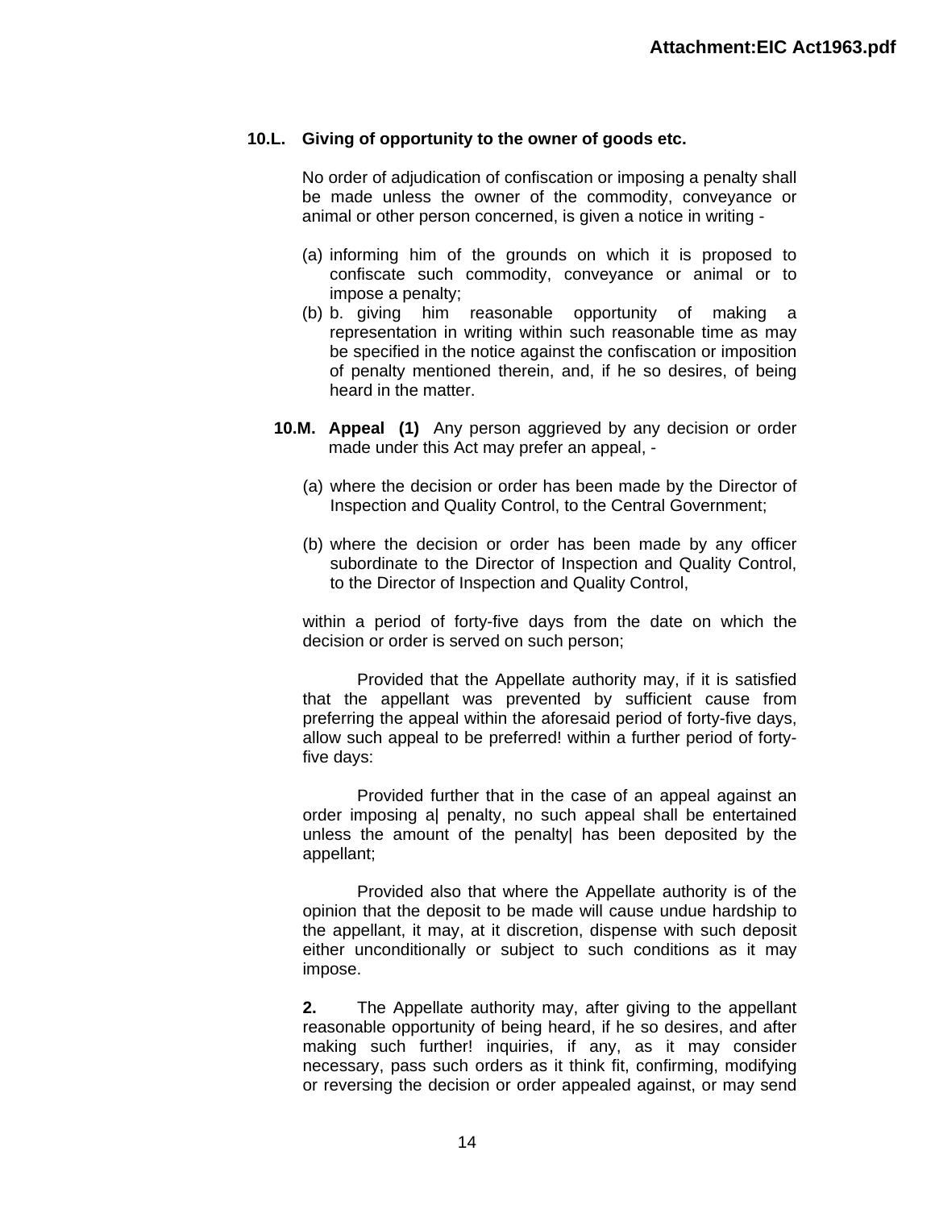**10.L. Giving of opportunity to the owner of goods etc.**

No order of adjudication of confiscation or imposing a penalty shall be made unless the owner of the commodity, conveyance or animal or other person concerned, is given a notice in writing -

(a) informing him of the grounds on which it is proposed to confiscate such commodity, conveyance or animal or to impose a penalty;

(b) b. giving him reasonable opportunity of making a representation in writing within such reasonable time as may be specified in the notice against the confiscation or imposition of penalty mentioned therein, and, if he so desires, of being heard in the matter.

**10.M. Appeal (1)** Any person aggrieved by any decision or order made under this Act may prefer an appeal, -

(a) where the decision or order has been made by the Director of Inspection and Quality Control, to the Central Government;

(b) where the decision or order has been made by any officer subordinate to the Director of Inspection and Quality Control, to the Director of Inspection and Quality Control,

within a period of forty-five days from the date on which the decision or order is served on such person;

Provided that the Appellate authority may, if it is satisfied that the appellant was prevented by sufficient cause from preferring the appeal within the aforesaid period of forty-five days, allow such appeal to be preferred! within a further period of forty-five days:

Provided further that in the case of an appeal against an order imposing a| penalty, no such appeal shall be entertained unless the amount of the penalty| has been deposited by the appellant;

Provided also that where the Appellate authority is of the opinion that the deposit to be made will cause undue hardship to the appellant, it may, at it discretion, dispense with such deposit either unconditionally or subject to such conditions as it may impose.

**2.** The Appellate authority may, after giving to the appellant reasonable opportunity of being heard, if he so desires, and after making such further! inquiries, if any, as it may consider necessary, pass such orders as it think fit, confirming, modifying or reversing the decision or order appealed against, or may send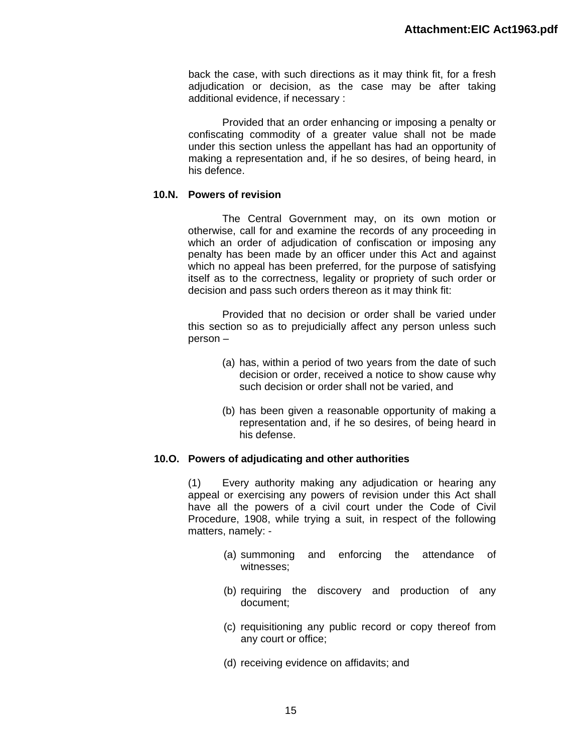back the case, with such directions as it may think fit, for a fresh adjudication or decision, as the case may be after taking additional evidence, if necessary :

Provided that an order enhancing or imposing a penalty or confiscating commodity of a greater value shall not be made under this section unless the appellant has had an opportunity of making a representation and, if he so desires, of being heard, in his defence.

**10.N. Powers of revision**

The Central Government may, on its own motion or otherwise, call for and examine the records of any proceeding in which an order of adjudication of confiscation or imposing any penalty has been made by an officer under this Act and against which no appeal has been preferred, for the purpose of satisfying itself as to the correctness, legality or propriety of such order or decision and pass such orders thereon as it may think fit:

Provided that no decision or order shall be varied under this section so as to prejudicially affect any person unless such person –

(a) has, within a period of two years from the date of such decision or order, received a notice to show cause why such decision or order shall not be varied, and

(b) has been given a reasonable opportunity of making a representation and, if he so desires, of being heard in his defense.

**10.O. Powers of adjudicating and other authorities**

(1) Every authority making any adjudication or hearing any appeal or exercising any powers of revision under this Act shall have all the powers of a civil court under the Code of Civil Procedure, 1908, while trying a suit, in respect of the following matters, namely: -

(a) summoning and enforcing the attendance of witnesses;

(b) requiring the discovery and production of any document;

(c) requisitioning any public record or copy thereof from any court or office;

(d) receiving evidence on affidavits; and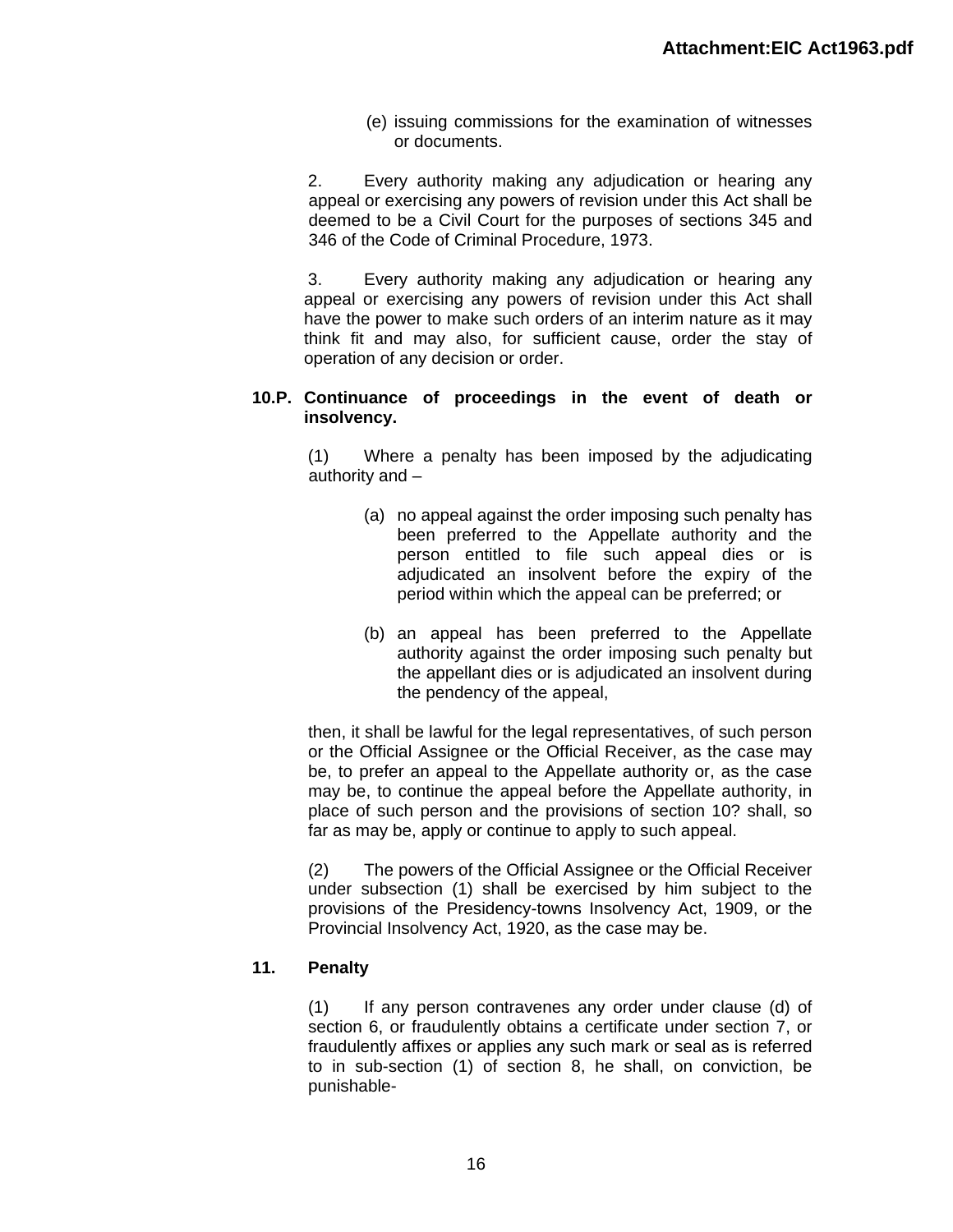(e) issuing commissions for the examination of witnesses or documents.

2. Every authority making any adjudication or hearing any appeal or exercising any powers of revision under this Act shall be deemed to be a Civil Court for the purposes of sections 345 and 346 of the Code of Criminal Procedure, 1973.

3. Every authority making any adjudication or hearing any appeal or exercising any powers of revision under this Act shall have the power to make such orders of an interim nature as it may think fit and may also, for sufficient cause, order the stay of operation of any decision or order.

**10.P. Continuance of proceedings in the event of death or insolvency.**

(1) Where a penalty has been imposed by the adjudicating authority and –

(a) no appeal against the order imposing such penalty has been preferred to the Appellate authority and the person entitled to file such appeal dies or is adjudicated an insolvent before the expiry of the period within which the appeal can be preferred; or

(b) an appeal has been preferred to the Appellate authority against the order imposing such penalty but the appellant dies or is adjudicated an insolvent during the pendency of the appeal,

then, it shall be lawful for the legal representatives, of such person or the Official Assignee or the Official Receiver, as the case may be, to prefer an appeal to the Appellate authority or, as the case may be, to continue the appeal before the Appellate authority, in place of such person and the provisions of section 10? shall, so far as may be, apply or continue to apply to such appeal.

(2) The powers of the Official Assignee or the Official Receiver under subsection (1) shall be exercised by him subject to the provisions of the Presidency-towns Insolvency Act, 1909, or the Provincial Insolvency Act, 1920, as the case may be.

**11. Penalty**

(1) If any person contravenes any order under clause (d) of section 6, or fraudulently obtains a certificate under section 7, or fraudulently affixes or applies any such mark or seal as is referred to in sub-section (1) of section 8, he shall, on conviction, be punishable-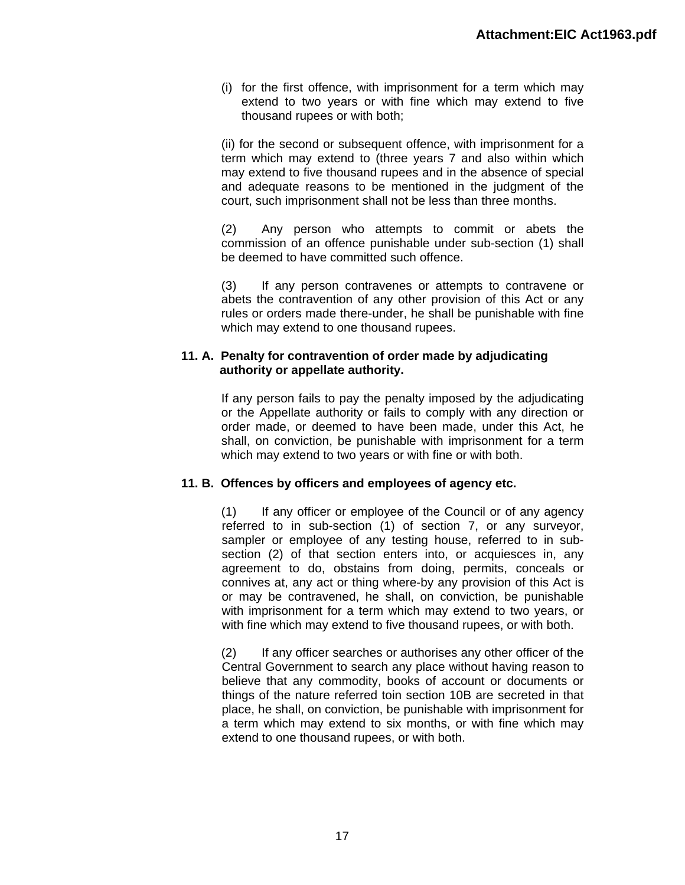(i) for the first offence, with imprisonment for a term which may extend to two years or with fine which may extend to five thousand rupees or with both;

(ii) for the second or subsequent offence, with imprisonment for a term which may extend to (three years 7 and also within which may extend to five thousand rupees and in the absence of special and adequate reasons to be mentioned in the judgment of the court, such imprisonment shall not be less than three months.

(2) Any person who attempts to commit or abets the commission of an offence punishable under sub-section (1) shall be deemed to have committed such offence.

(3) If any person contravenes or attempts to contravene or abets the contravention of any other provision of this Act or any rules or orders made there-under, he shall be punishable with fine which may extend to one thousand rupees.

**11. A. Penalty for contravention of order made by adjudicating authority or appellate authority.**

If any person fails to pay the penalty imposed by the adjudicating or the Appellate authority or fails to comply with any direction or order made, or deemed to have been made, under this Act, he shall, on conviction, be punishable with imprisonment for a term which may extend to two years or with fine or with both.

**11. B. Offences by officers and employees of agency etc.**

(1) If any officer or employee of the Council or of any agency referred to in sub-section (1) of section 7, or any surveyor, sampler or employee of any testing house, referred to in sub-section (2) of that section enters into, or acquiesces in, any agreement to do, obstains from doing, permits, conceals or connives at, any act or thing where-by any provision of this Act is or may be contravened, he shall, on conviction, be punishable with imprisonment for a term which may extend to two years, or with fine which may extend to five thousand rupees, or with both.

(2) If any officer searches or authorises any other officer of the Central Government to search any place without having reason to believe that any commodity, books of account or documents or things of the nature referred toin section 10B are secreted in that place, he shall, on conviction, be punishable with imprisonment for a term which may extend to six months, or with fine which may extend to one thousand rupees, or with both.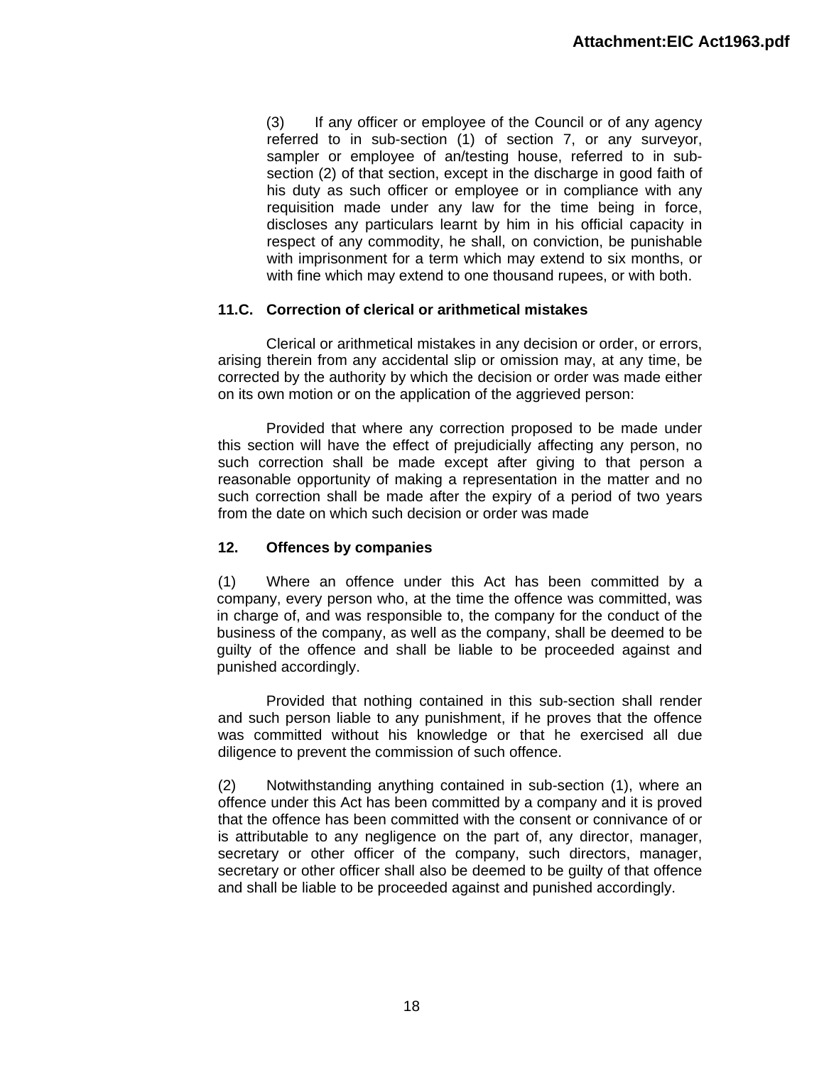(3) If any officer or employee of the Council or of any agency referred to in sub-section (1) of section 7, or any surveyor, sampler or employee of an/testing house, referred to in sub-section (2) of that section, except in the discharge in good faith of his duty as such officer or employee or in compliance with any requisition made under any law for the time being in force, discloses any particulars learnt by him in his official capacity in respect of any commodity, he shall, on conviction, be punishable with imprisonment for a term which may extend to six months, or with fine which may extend to one thousand rupees, or with both.

**11.C. Correction of clerical or arithmetical mistakes**

Clerical or arithmetical mistakes in any decision or order, or errors, arising therein from any accidental slip or omission may, at any time, be corrected by the authority by which the decision or order was made either on its own motion or on the application of the aggrieved person:

Provided that where any correction proposed to be made under this section will have the effect of prejudicially affecting any person, no such correction shall be made except after giving to that person a reasonable opportunity of making a representation in the matter and no such correction shall be made after the expiry of a period of two years from the date on which such decision or order was made

**12. Offences by companies**

(1) Where an offence under this Act has been committed by a company, every person who, at the time the offence was committed, was in charge of, and was responsible to, the company for the conduct of the business of the company, as well as the company, shall be deemed to be guilty of the offence and shall be liable to be proceeded against and punished accordingly.

Provided that nothing contained in this sub-section shall render and such person liable to any punishment, if he proves that the offence was committed without his knowledge or that he exercised all due diligence to prevent the commission of such offence.

(2) Notwithstanding anything contained in sub-section (1), where an offence under this Act has been committed by a company and it is proved that the offence has been committed with the consent or connivance of or is attributable to any negligence on the part of, any director, manager, secretary or other officer of the company, such directors, manager, secretary or other officer shall also be deemed to be guilty of that offence and shall be liable to be proceeded against and punished accordingly.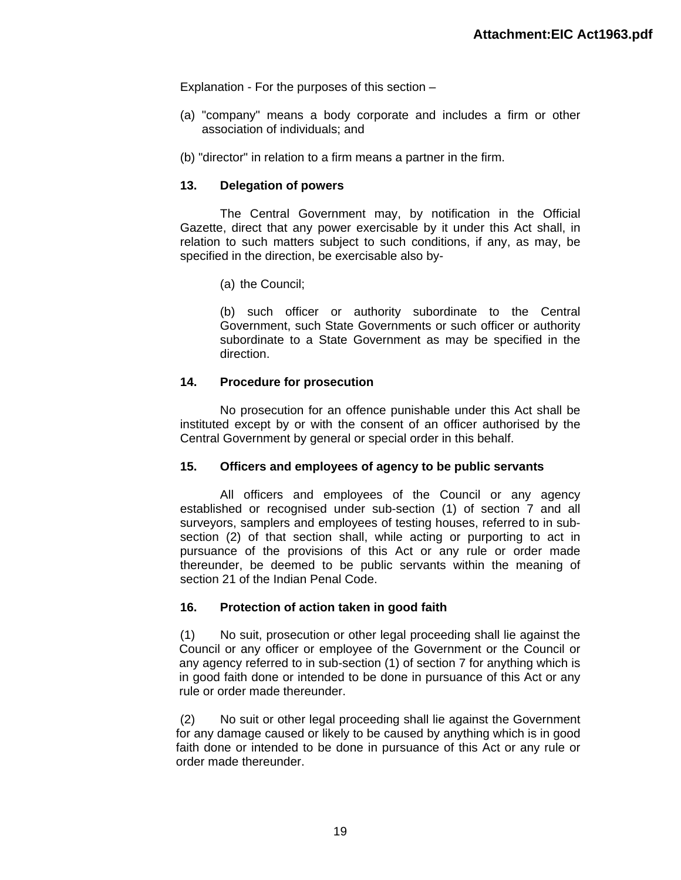Explanation - For the purposes of this section –

(a) "company" means a body corporate and includes a firm or other association of individuals; and

(b) "director" in relation to a firm means a partner in the firm.

### 13. Delegation of powers

The Central Government may, by notification in the Official Gazette, direct that any power exercisable by it under this Act shall, in relation to such matters subject to such conditions, if any, as may, be specified in the direction, be exercisable also by-

(a) the Council;

(b) such officer or authority subordinate to the Central Government, such State Governments or such officer or authority subordinate to a State Government as may be specified in the direction.

### 14. Procedure for prosecution

No prosecution for an offence punishable under this Act shall be instituted except by or with the consent of an officer authorised by the Central Government by general or special order in this behalf.

### 15. Officers and employees of agency to be public servants

All officers and employees of the Council or any agency established or recognised under sub-section (1) of section 7 and all surveyors, samplers and employees of testing houses, referred to in sub-section (2) of that section shall, while acting or purporting to act in pursuance of the provisions of this Act or any rule or order made thereunder, be deemed to be public servants within the meaning of section 21 of the Indian Penal Code.

### 16. Protection of action taken in good faith

(1) No suit, prosecution or other legal proceeding shall lie against the Council or any officer or employee of the Government or the Council or any agency referred to in sub-section (1) of section 7 for anything which is in good faith done or intended to be done in pursuance of this Act or any rule or order made thereunder.

(2) No suit or other legal proceeding shall lie against the Government for any damage caused or likely to be caused by anything which is in good faith done or intended to be done in pursuance of this Act or any rule or order made thereunder.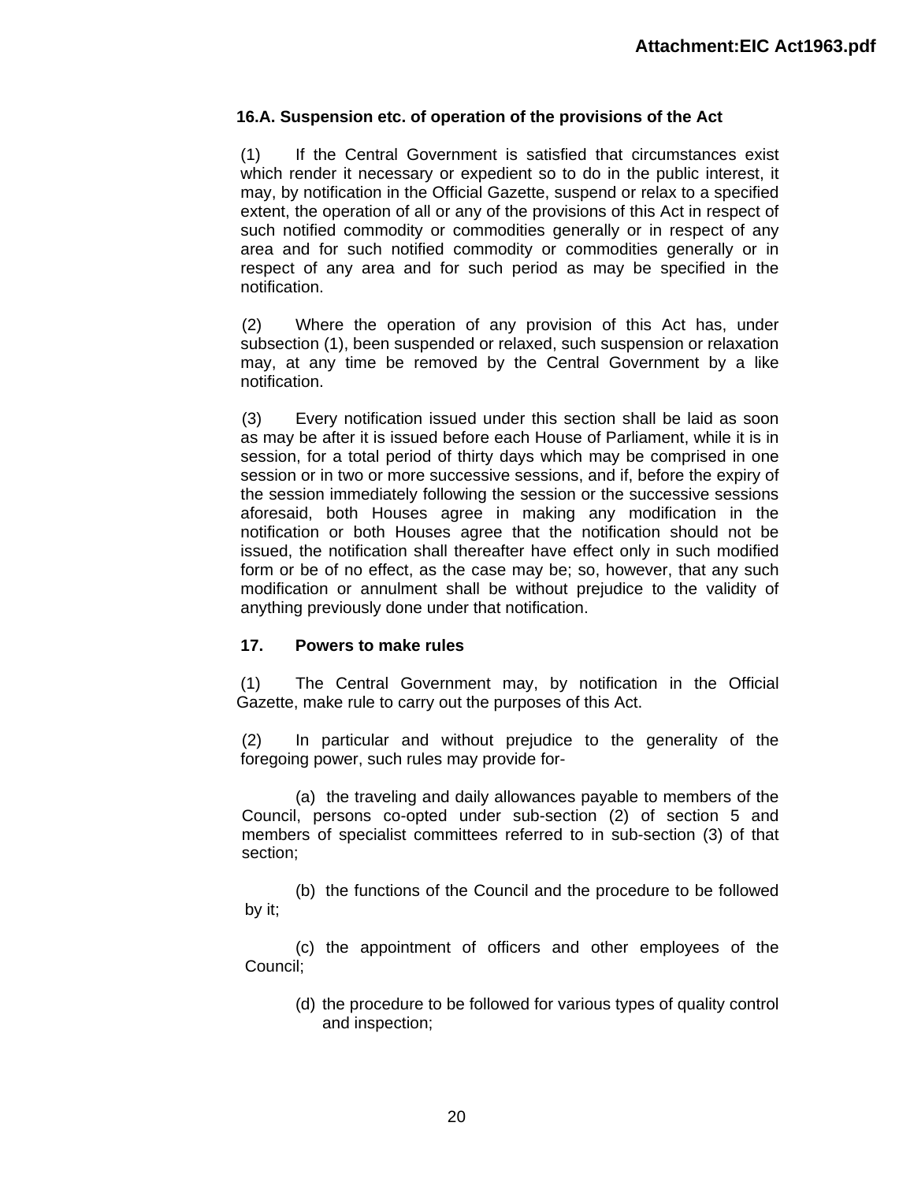### 16.A. Suspension etc. of operation of the provisions of the Act

(1) If the Central Government is satisfied that circumstances exist which render it necessary or expedient so to do in the public interest, it may, by notification in the Official Gazette, suspend or relax to a specified extent, the operation of all or any of the provisions of this Act in respect of such notified commodity or commodities generally or in respect of any area and for such notified commodity or commodities generally or in respect of any area and for such period as may be specified in the notification.

(2) Where the operation of any provision of this Act has, under subsection (1), been suspended or relaxed, such suspension or relaxation may, at any time be removed by the Central Government by a like notification.

(3) Every notification issued under this section shall be laid as soon as may be after it is issued before each House of Parliament, while it is in session, for a total period of thirty days which may be comprised in one session or in two or more successive sessions, and if, before the expiry of the session immediately following the session or the successive sessions aforesaid, both Houses agree in making any modification in the notification or both Houses agree that the notification should not be issued, the notification shall thereafter have effect only in such modified form or be of no effect, as the case may be; so, however, that any such modification or annulment shall be without prejudice to the validity of anything previously done under that notification.

### 17. Powers to make rules

(1) The Central Government may, by notification in the Official Gazette, make rule to carry out the purposes of this Act.

(2) In particular and without prejudice to the generality of the foregoing power, such rules may provide for-

(a) the traveling and daily allowances payable to members of the Council, persons co-opted under sub-section (2) of section 5 and members of specialist committees referred to in sub-section (3) of that section;

(b) the functions of the Council and the procedure to be followed by it;

(c) the appointment of officers and other employees of the Council;

(d) the procedure to be followed for various types of quality control and inspection;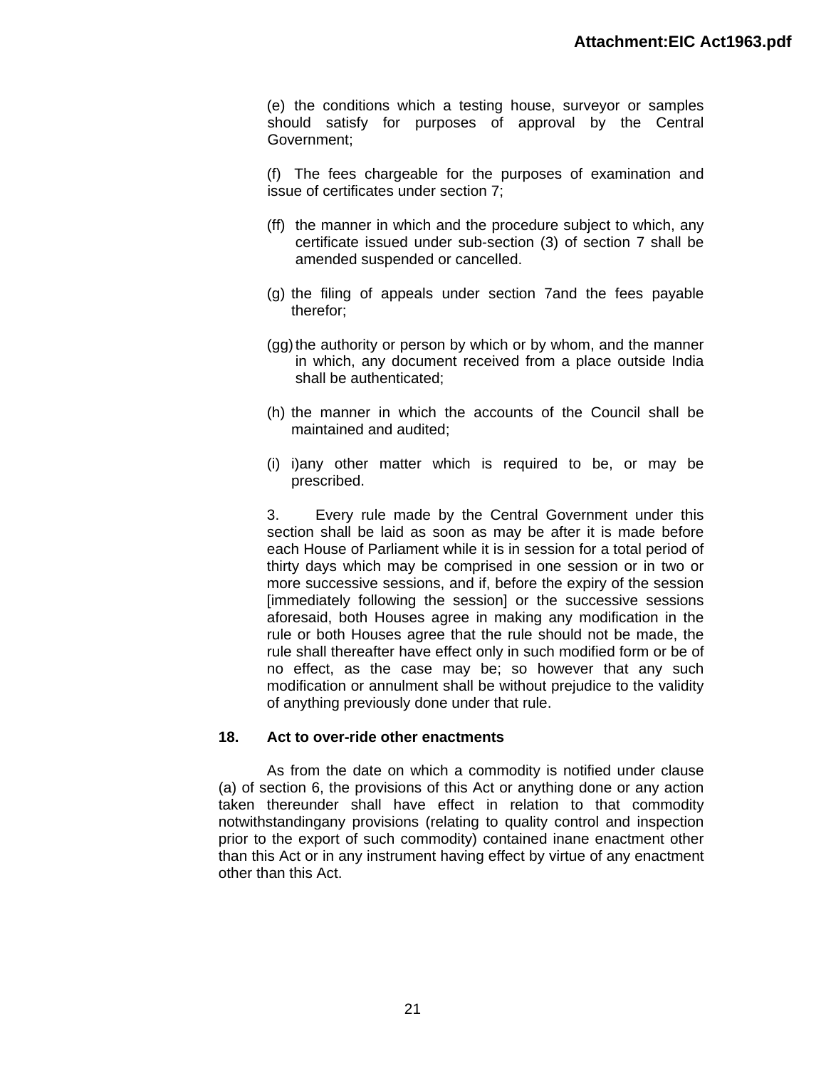(e) the conditions which a testing house, surveyor or samples should satisfy for purposes of approval by the Central Government;

(f) The fees chargeable for the purposes of examination and issue of certificates under section 7;

(ff) the manner in which and the procedure subject to which, any certificate issued under sub-section (3) of section 7 shall be amended suspended or cancelled.

(g) the filing of appeals under section 7and the fees payable therefor;

(gg) the authority or person by which or by whom, and the manner in which, any document received from a place outside India shall be authenticated;

(h) the manner in which the accounts of the Council shall be maintained and audited;

(i) i)any other matter which is required to be, or may be prescribed.

3. Every rule made by the Central Government under this section shall be laid as soon as may be after it is made before each House of Parliament while it is in session for a total period of thirty days which may be comprised in one session or in two or more successive sessions, and if, before the expiry of the session [immediately following the session] or the successive sessions aforesaid, both Houses agree in making any modification in the rule or both Houses agree that the rule should not be made, the rule shall thereafter have effect only in such modified form or be of no effect, as the case may be; so however that any such modification or annulment shall be without prejudice to the validity of anything previously done under that rule.

**18. Act to over-ride other enactments**

As from the date on which a commodity is notified under clause (a) of section 6, the provisions of this Act or anything done or any action taken thereunder shall have effect in relation to that commodity notwithstandingany provisions (relating to quality control and inspection prior to the export of such commodity) contained inane enactment other than this Act or in any instrument having effect by virtue of any enactment other than this Act.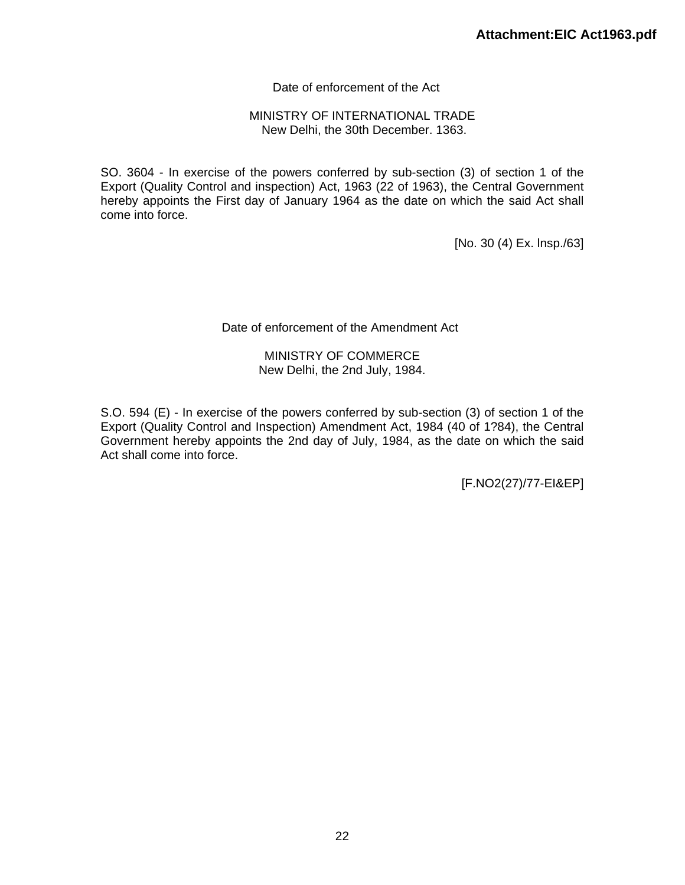Date of enforcement of the Act

MINISTRY OF INTERNATIONAL TRADE
New Delhi, the 30th December. 1363.

SO. 3604 - In exercise of the powers conferred by sub-section (3) of section 1 of the Export (Quality Control and inspection) Act, 1963 (22 of 1963), the Central Government hereby appoints the First day of January 1964 as the date on which the said Act shall come into force.

[No. 30 (4) Ex. lnsp./63]

Date of enforcement of the Amendment Act

MINISTRY OF COMMERCE
New Delhi, the 2nd July, 1984.

S.O. 594 (E) - In exercise of the powers conferred by sub-section (3) of section 1 of the Export (Quality Control and Inspection) Amendment Act, 1984 (40 of 1?84), the Central Government hereby appoints the 2nd day of July, 1984, as the date on which the said Act shall come into force.

[F.NO2(27)/77-EI&EP]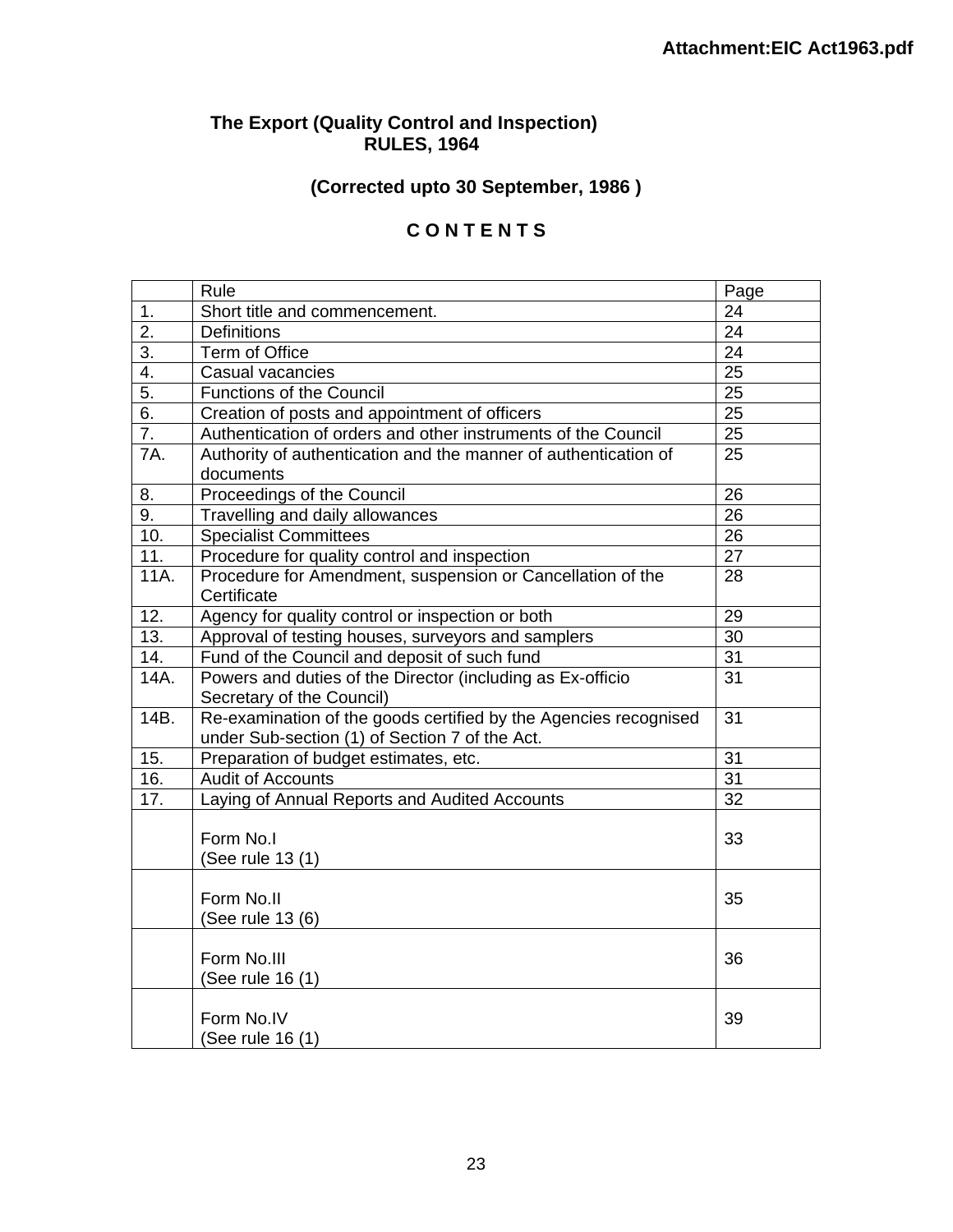**Attachment:EIC Act1963.pdf**

# The Export (Quality Control and Inspection) RULES, 1964

## (Corrected upto 30 September, 1986 )

## C O N T E N T S

| | Rule | Page |
|---|---|---|
| 1. | Short title and commencement. | 24 |
| 2. | Definitions | 24 |
| 3. | Term of Office | 24 |
| 4. | Casual vacancies | 25 |
| 5. | Functions of the Council | 25 |
| 6. | Creation of posts and appointment of officers | 25 |
| 7. | Authentication of orders and other instruments of the Council | 25 |
| 7A. | Authority of authentication and the manner of authentication of documents | 25 |
| 8. | Proceedings of the Council | 26 |
| 9. | Travelling and daily allowances | 26 |
| 10. | Specialist Committees | 26 |
| 11. | Procedure for quality control and inspection | 27 |
| 11A. | Procedure for Amendment, suspension or Cancellation of the Certificate | 28 |
| 12. | Agency for quality control or inspection or both | 29 |
| 13. | Approval of testing houses, surveyors and samplers | 30 |
| 14. | Fund of the Council and deposit of such fund | 31 |
| 14A. | Powers and duties of the Director (including as Ex-officio Secretary of the Council) | 31 |
| 14B. | Re-examination of the goods certified by the Agencies recognised under Sub-section (1) of Section 7 of the Act. | 31 |
| 15. | Preparation of budget estimates, etc. | 31 |
| 16. | Audit of Accounts | 31 |
| 17. | Laying of Annual Reports and Audited Accounts | 32 |
| | Form No.I (See rule 13 (1) | 33 |
| | Form No.II (See rule 13 (6) | 35 |
| | Form No.III (See rule 16 (1) | 36 |
| | Form No.IV (See rule 16 (1) | 39 |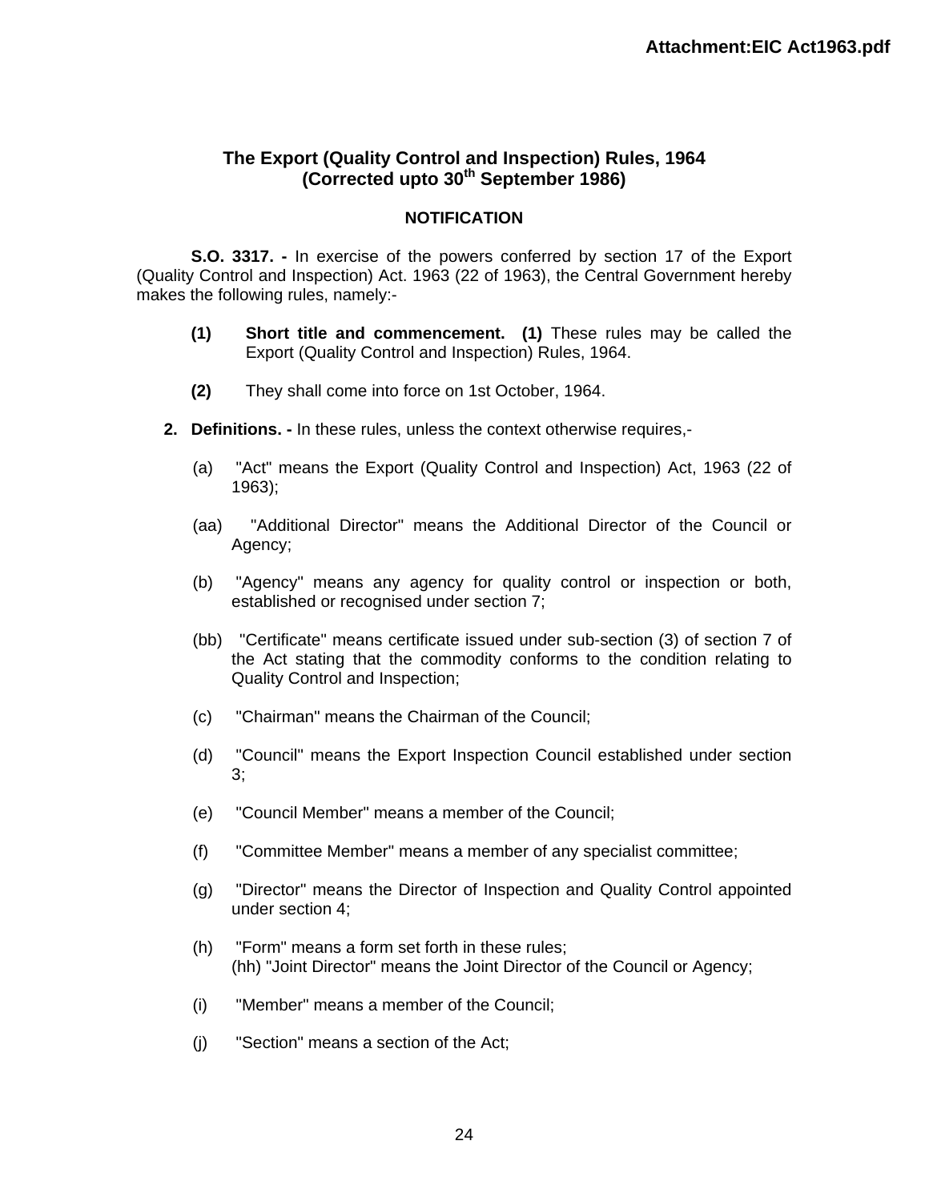**Attachment:EIC Act1963.pdf**

## The Export (Quality Control and Inspection) Rules, 1964
## (Corrected upto 30th September 1986)

### NOTIFICATION

**S.O. 3317. -** In exercise of the powers conferred by section 17 of the Export (Quality Control and Inspection) Act. 1963 (22 of 1963), the Central Government hereby makes the following rules, namely:-

**(1)** **Short title and commencement. (1)** These rules may be called the Export (Quality Control and Inspection) Rules, 1964.

**(2)** They shall come into force on 1st October, 1964.

**2. Definitions. -** In these rules, unless the context otherwise requires,-

(a) "Act" means the Export (Quality Control and Inspection) Act, 1963 (22 of 1963);

(aa) "Additional Director" means the Additional Director of the Council or Agency;

(b) "Agency" means any agency for quality control or inspection or both, established or recognised under section 7;

(bb) "Certificate" means certificate issued under sub-section (3) of section 7 of the Act stating that the commodity conforms to the condition relating to Quality Control and Inspection;

(c) "Chairman" means the Chairman of the Council;

(d) "Council" means the Export Inspection Council established under section 3;

(e) "Council Member" means a member of the Council;

(f) "Committee Member" means a member of any specialist committee;

(g) "Director" means the Director of Inspection and Quality Control appointed under section 4;

(h) "Form" means a form set forth in these rules;
(hh) "Joint Director" means the Joint Director of the Council or Agency;

(i) "Member" means a member of the Council;

(j) "Section" means a section of the Act;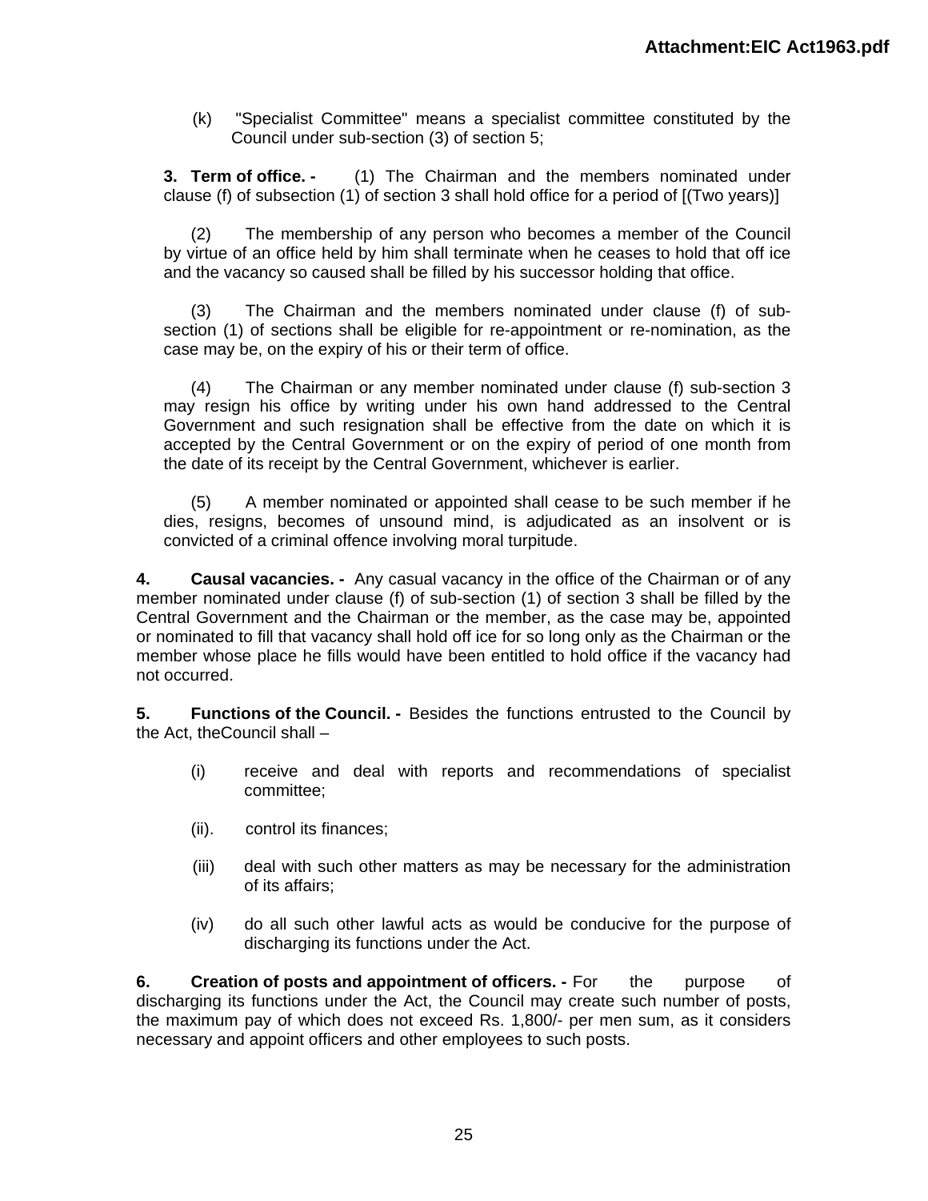(k) "Specialist Committee" means a specialist committee constituted by the Council under sub-section (3) of section 5;

**3. Term of office. -** (1) The Chairman and the members nominated under clause (f) of subsection (1) of section 3 shall hold office for a period of [(Two years)]

(2) The membership of any person who becomes a member of the Council by virtue of an office held by him shall terminate when he ceases to hold that off ice and the vacancy so caused shall be filled by his successor holding that office.

(3) The Chairman and the members nominated under clause (f) of sub-section (1) of sections shall be eligible for re-appointment or re-nomination, as the case may be, on the expiry of his or their term of office.

(4) The Chairman or any member nominated under clause (f) sub-section 3 may resign his office by writing under his own hand addressed to the Central Government and such resignation shall be effective from the date on which it is accepted by the Central Government or on the expiry of period of one month from the date of its receipt by the Central Government, whichever is earlier.

(5) A member nominated or appointed shall cease to be such member if he dies, resigns, becomes of unsound mind, is adjudicated as an insolvent or is convicted of a criminal offence involving moral turpitude.

**4. Causal vacancies. -** Any casual vacancy in the office of the Chairman or of any member nominated under clause (f) of sub-section (1) of section 3 shall be filled by the Central Government and the Chairman or the member, as the case may be, appointed or nominated to fill that vacancy shall hold off ice for so long only as the Chairman or the member whose place he fills would have been entitled to hold office if the vacancy had not occurred.

**5. Functions of the Council. -** Besides the functions entrusted to the Council by the Act, theCouncil shall –

(i) receive and deal with reports and recommendations of specialist committee;

(ii). control its finances;

(iii) deal with such other matters as may be necessary for the administration of its affairs;

(iv) do all such other lawful acts as would be conducive for the purpose of discharging its functions under the Act.

**6. Creation of posts and appointment of officers. -** For the purpose of discharging its functions under the Act, the Council may create such number of posts, the maximum pay of which does not exceed Rs. 1,800/- per men sum, as it considers necessary and appoint officers and other employees to such posts.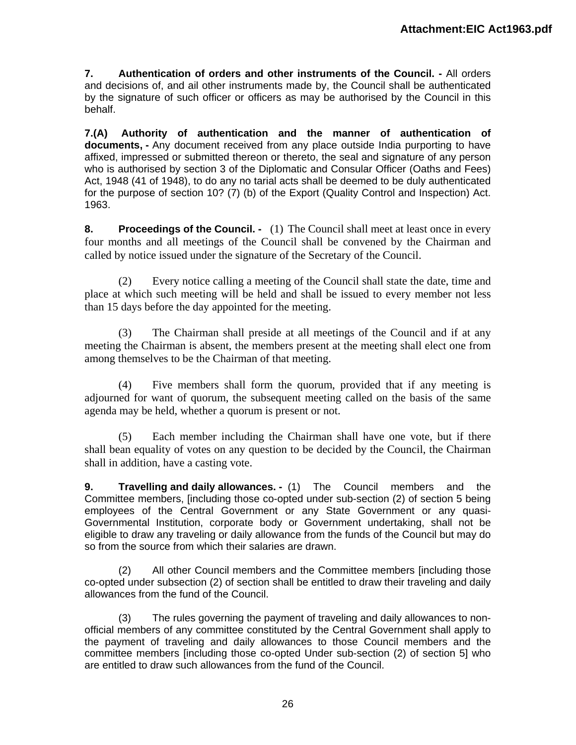**7. Authentication of orders and other instruments of the Council. -** All orders and decisions of, and ail other instruments made by, the Council shall be authenticated by the signature of such officer or officers as may be authorised by the Council in this behalf.

**7.(A) Authority of authentication and the manner of authentication of documents, -** Any document received from any place outside India purporting to have affixed, impressed or submitted thereon or thereto, the seal and signature of any person who is authorised by section 3 of the Diplomatic and Consular Officer (Oaths and Fees) Act, 1948 (41 of 1948), to do any no tarial acts shall be deemed to be duly authenticated for the purpose of section 10? (7) (b) of the Export (Quality Control and Inspection) Act. 1963.

**8. Proceedings of the Council. -** (1) The Council shall meet at least once in every four months and all meetings of the Council shall be convened by the Chairman and called by notice issued under the signature of the Secretary of the Council.

(2) Every notice calling a meeting of the Council shall state the date, time and place at which such meeting will be held and shall be issued to every member not less than 15 days before the day appointed for the meeting.

(3) The Chairman shall preside at all meetings of the Council and if at any meeting the Chairman is absent, the members present at the meeting shall elect one from among themselves to be the Chairman of that meeting.

(4) Five members shall form the quorum, provided that if any meeting is adjourned for want of quorum, the subsequent meeting called on the basis of the same agenda may be held, whether a quorum is present or not.

(5) Each member including the Chairman shall have one vote, but if there shall bean equality of votes on any question to be decided by the Council, the Chairman shall in addition, have a casting vote.

**9. Travelling and daily allowances. -** (1) The Council members and the Committee members, [including those co-opted under sub-section (2) of section 5 being employees of the Central Government or any State Government or any quasi-Governmental Institution, corporate body or Government undertaking, shall not be eligible to draw any traveling or daily allowance from the funds of the Council but may do so from the source from which their salaries are drawn.

(2) All other Council members and the Committee members [including those co-opted under subsection (2) of section shall be entitled to draw their traveling and daily allowances from the fund of the Council.

(3) The rules governing the payment of traveling and daily allowances to non-official members of any committee constituted by the Central Government shall apply to the payment of traveling and daily allowances to those Council members and the committee members [including those co-opted Under sub-section (2) of section 5] who are entitled to draw such allowances from the fund of the Council.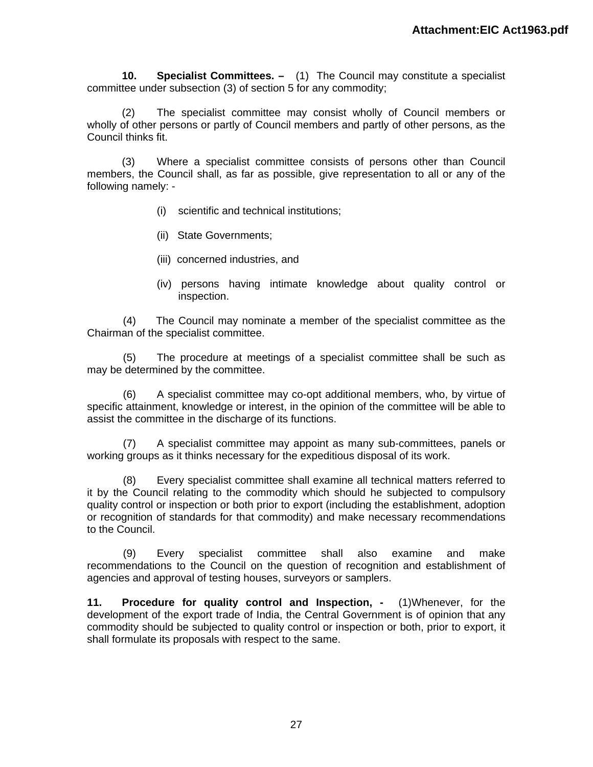**10. Specialist Committees. –** (1) The Council may constitute a specialist committee under subsection (3) of section 5 for any commodity;

(2) The specialist committee may consist wholly of Council members or wholly of other persons or partly of Council members and partly of other persons, as the Council thinks fit.

(3) Where a specialist committee consists of persons other than Council members, the Council shall, as far as possible, give representation to all or any of the following namely: -

(i) scientific and technical institutions;

(ii) State Governments;

(iii) concerned industries, and

(iv) persons having intimate knowledge about quality control or inspection.

(4) The Council may nominate a member of the specialist committee as the Chairman of the specialist committee.

(5) The procedure at meetings of a specialist committee shall be such as may be determined by the committee.

(6) A specialist committee may co-opt additional members, who, by virtue of specific attainment, knowledge or interest, in the opinion of the committee will be able to assist the committee in the discharge of its functions.

(7) A specialist committee may appoint as many sub-committees, panels or working groups as it thinks necessary for the expeditious disposal of its work.

(8) Every specialist committee shall examine all technical matters referred to it by the Council relating to the commodity which should he subjected to compulsory quality control or inspection or both prior to export (including the establishment, adoption or recognition of standards for that commodity) and make necessary recommendations to the Council.

(9) Every specialist committee shall also examine and make recommendations to the Council on the question of recognition and establishment of agencies and approval of testing houses, surveyors or samplers.

**11. Procedure for quality control and Inspection, -** (1)Whenever, for the development of the export trade of India, the Central Government is of opinion that any commodity should be subjected to quality control or inspection or both, prior to export, it shall formulate its proposals with respect to the same.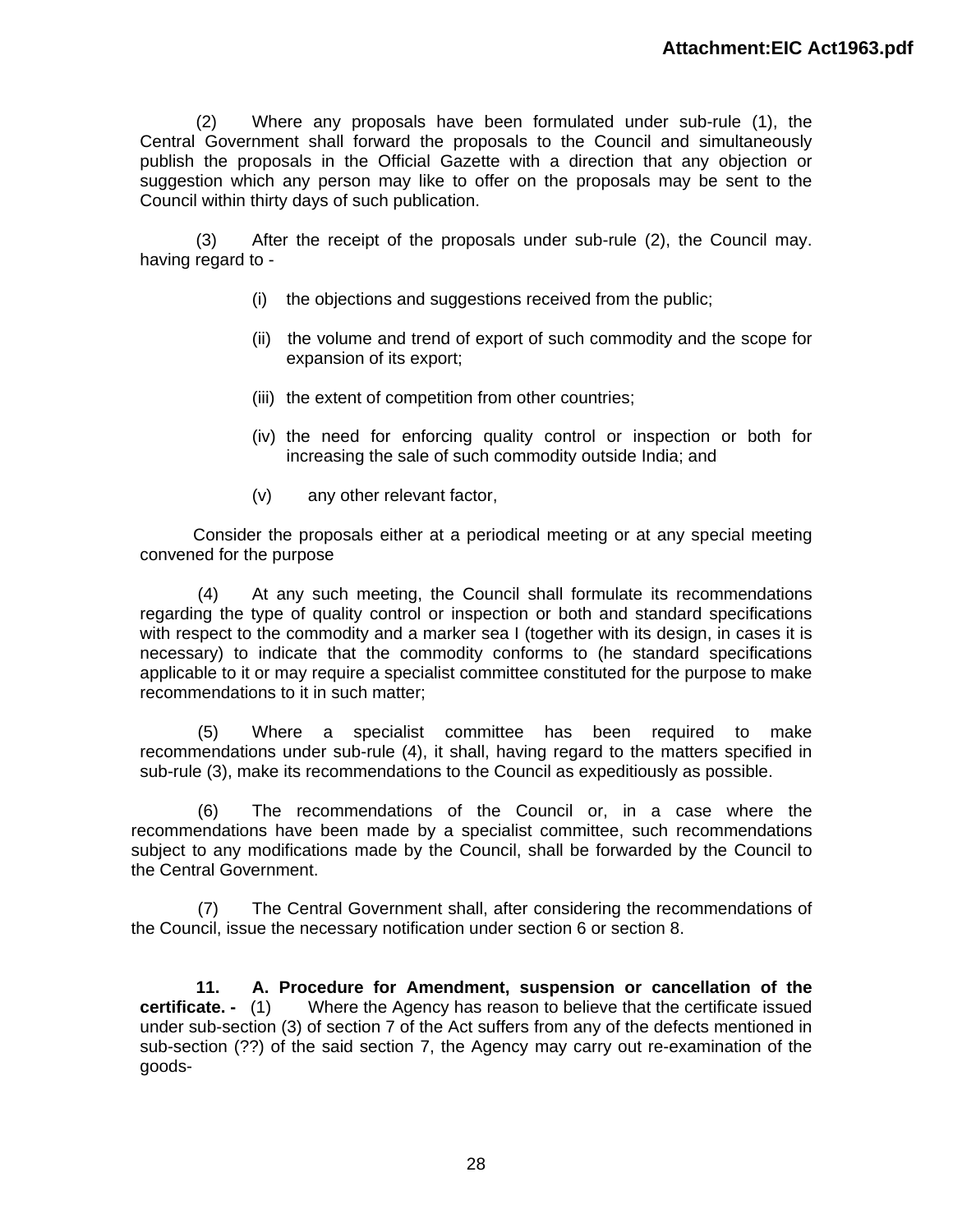(2) Where any proposals have been formulated under sub-rule (1), the Central Government shall forward the proposals to the Council and simultaneously publish the proposals in the Official Gazette with a direction that any objection or suggestion which any person may like to offer on the proposals may be sent to the Council within thirty days of such publication.

(3) After the receipt of the proposals under sub-rule (2), the Council may. having regard to -

(i) the objections and suggestions received from the public;

(ii) the volume and trend of export of such commodity and the scope for expansion of its export;

(iii) the extent of competition from other countries;

(iv) the need for enforcing quality control or inspection or both for increasing the sale of such commodity outside India; and

(v) any other relevant factor,

Consider the proposals either at a periodical meeting or at any special meeting convened for the purpose

(4) At any such meeting, the Council shall formulate its recommendations regarding the type of quality control or inspection or both and standard specifications with respect to the commodity and a marker sea I (together with its design, in cases it is necessary) to indicate that the commodity conforms to (he standard specifications applicable to it or may require a specialist committee constituted for the purpose to make recommendations to it in such matter;

(5) Where a specialist committee has been required to make recommendations under sub-rule (4), it shall, having regard to the matters specified in sub-rule (3), make its recommendations to the Council as expeditiously as possible.

(6) The recommendations of the Council or, in a case where the recommendations have been made by a specialist committee, such recommendations subject to any modifications made by the Council, shall be forwarded by the Council to the Central Government.

(7) The Central Government shall, after considering the recommendations of the Council, issue the necessary notification under section 6 or section 8.

**11. A. Procedure for Amendment, suspension or cancellation of the certificate. -** (1) Where the Agency has reason to believe that the certificate issued under sub-section (3) of section 7 of the Act suffers from any of the defects mentioned in sub-section (??) of the said section 7, the Agency may carry out re-examination of the goods-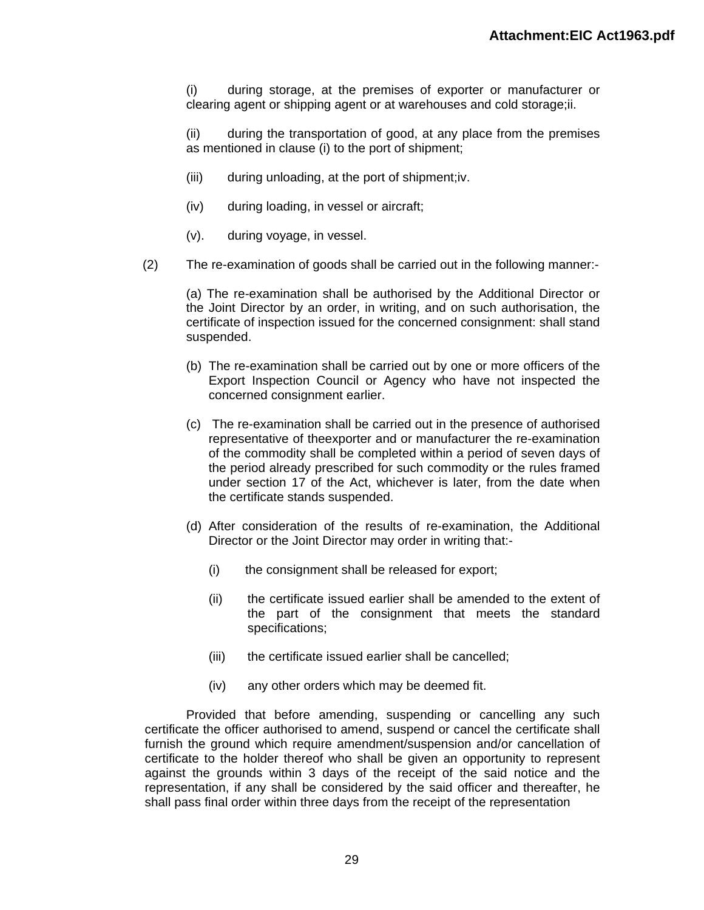(i) during storage, at the premises of exporter or manufacturer or clearing agent or shipping agent or at warehouses and cold storage;ii.

(ii) during the transportation of good, at any place from the premises as mentioned in clause (i) to the port of shipment;

(iii) during unloading, at the port of shipment;iv.

(iv) during loading, in vessel or aircraft;

(v). during voyage, in vessel.

(2) The re-examination of goods shall be carried out in the following manner:-

(a) The re-examination shall be authorised by the Additional Director or the Joint Director by an order, in writing, and on such authorisation, the certificate of inspection issued for the concerned consignment: shall stand suspended.

(b) The re-examination shall be carried out by one or more officers of the Export Inspection Council or Agency who have not inspected the concerned consignment earlier.

(c) The re-examination shall be carried out in the presence of authorised representative of theexporter and or manufacturer the re-examination of the commodity shall be completed within a period of seven days of the period already prescribed for such commodity or the rules framed under section 17 of the Act, whichever is later, from the date when the certificate stands suspended.

(d) After consideration of the results of re-examination, the Additional Director or the Joint Director may order in writing that:-

(i) the consignment shall be released for export;

(ii) the certificate issued earlier shall be amended to the extent of the part of the consignment that meets the standard specifications;

(iii) the certificate issued earlier shall be cancelled;

(iv) any other orders which may be deemed fit.

Provided that before amending, suspending or cancelling any such certificate the officer authorised to amend, suspend or cancel the certificate shall furnish the ground which require amendment/suspension and/or cancellation of certificate to the holder thereof who shall be given an opportunity to represent against the grounds within 3 days of the receipt of the said notice and the representation, if any shall be considered by the said officer and thereafter, he shall pass final order within three days from the receipt of the representation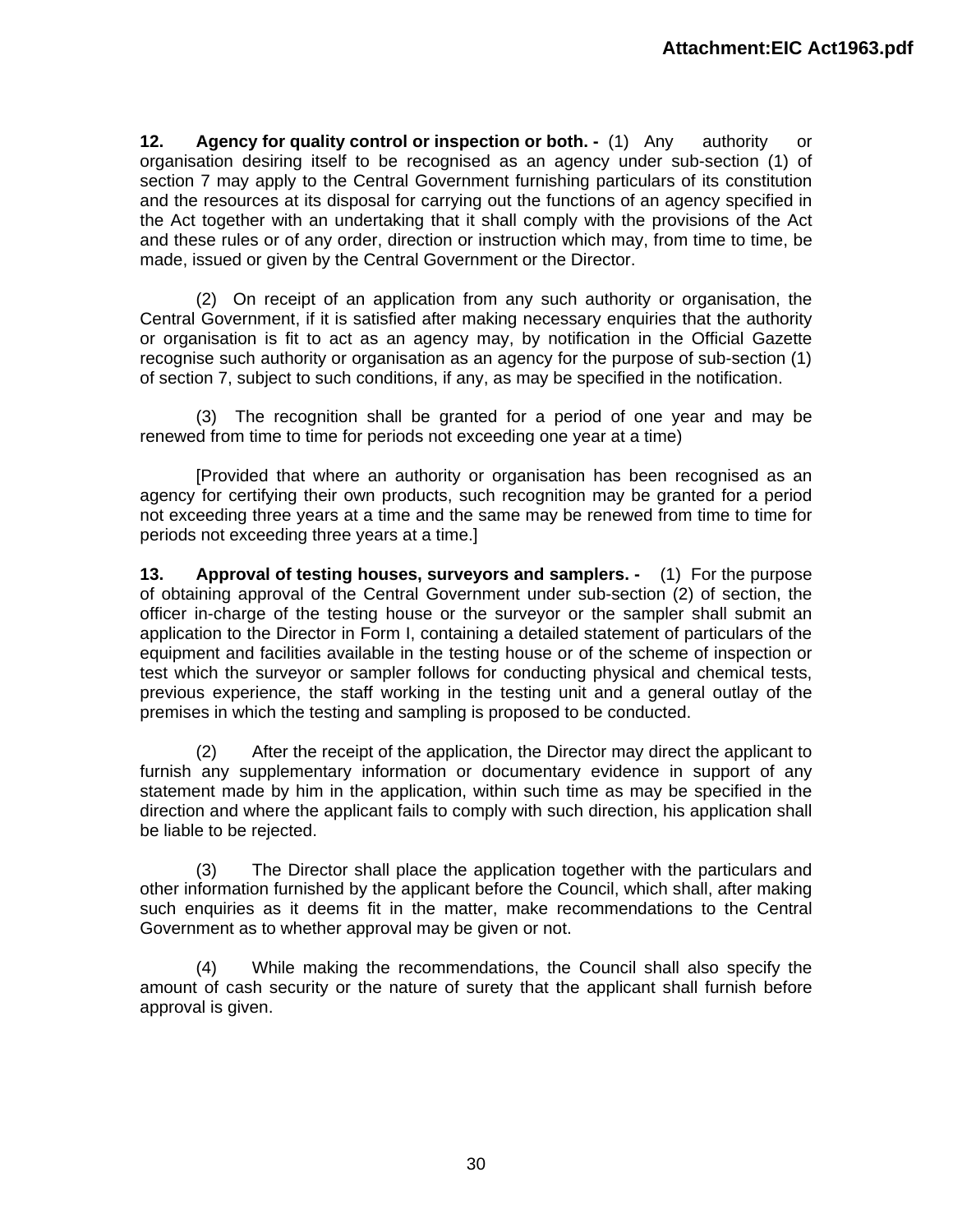**12. Agency for quality control or inspection or both. -** (1) Any authority or organisation desiring itself to be recognised as an agency under sub-section (1) of section 7 may apply to the Central Government furnishing particulars of its constitution and the resources at its disposal for carrying out the functions of an agency specified in the Act together with an undertaking that it shall comply with the provisions of the Act and these rules or of any order, direction or instruction which may, from time to time, be made, issued or given by the Central Government or the Director.

(2) On receipt of an application from any such authority or organisation, the Central Government, if it is satisfied after making necessary enquiries that the authority or organisation is fit to act as an agency may, by notification in the Official Gazette recognise such authority or organisation as an agency for the purpose of sub-section (1) of section 7, subject to such conditions, if any, as may be specified in the notification.

(3) The recognition shall be granted for a period of one year and may be renewed from time to time for periods not exceeding one year at a time)

[Provided that where an authority or organisation has been recognised as an agency for certifying their own products, such recognition may be granted for a period not exceeding three years at a time and the same may be renewed from time to time for periods not exceeding three years at a time.]

**13. Approval of testing houses, surveyors and samplers. -** (1) For the purpose of obtaining approval of the Central Government under sub-section (2) of section, the officer in-charge of the testing house or the surveyor or the sampler shall submit an application to the Director in Form I, containing a detailed statement of particulars of the equipment and facilities available in the testing house or of the scheme of inspection or test which the surveyor or sampler follows for conducting physical and chemical tests, previous experience, the staff working in the testing unit and a general outlay of the premises in which the testing and sampling is proposed to be conducted.

(2) After the receipt of the application, the Director may direct the applicant to furnish any supplementary information or documentary evidence in support of any statement made by him in the application, within such time as may be specified in the direction and where the applicant fails to comply with such direction, his application shall be liable to be rejected.

(3) The Director shall place the application together with the particulars and other information furnished by the applicant before the Council, which shall, after making such enquiries as it deems fit in the matter, make recommendations to the Central Government as to whether approval may be given or not.

(4) While making the recommendations, the Council shall also specify the amount of cash security or the nature of surety that the applicant shall furnish before approval is given.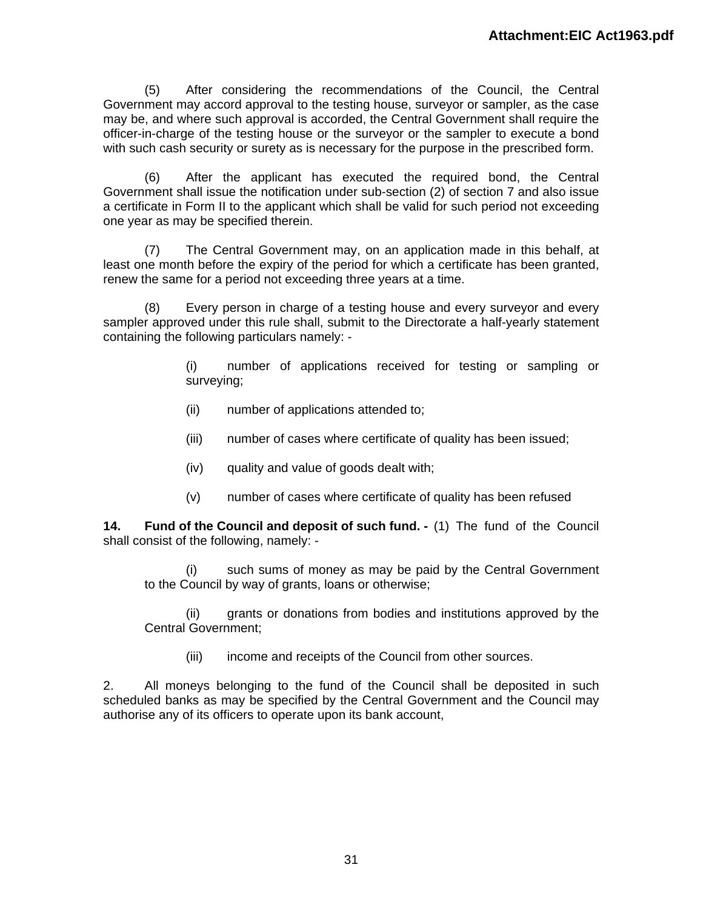(5) After considering the recommendations of the Council, the Central Government may accord approval to the testing house, surveyor or sampler, as the case may be, and where such approval is accorded, the Central Government shall require the officer-in-charge of the testing house or the surveyor or the sampler to execute a bond with such cash security or surety as is necessary for the purpose in the prescribed form.

(6) After the applicant has executed the required bond, the Central Government shall issue the notification under sub-section (2) of section 7 and also issue a certificate in Form II to the applicant which shall be valid for such period not exceeding one year as may be specified therein.

(7) The Central Government may, on an application made in this behalf, at least one month before the expiry of the period for which a certificate has been granted, renew the same for a period not exceeding three years at a time.

(8) Every person in charge of a testing house and every surveyor and every sampler approved under this rule shall, submit to the Directorate a half-yearly statement containing the following particulars namely: -

(i) number of applications received for testing or sampling or surveying;

(ii) number of applications attended to;

(iii) number of cases where certificate of quality has been issued;

(iv) quality and value of goods dealt with;

(v) number of cases where certificate of quality has been refused

**14. Fund of the Council and deposit of such fund. -** (1) The fund of the Council shall consist of the following, namely: -

(i) such sums of money as may be paid by the Central Government to the Council by way of grants, loans or otherwise;

(ii) grants or donations from bodies and institutions approved by the Central Government;

(iii) income and receipts of the Council from other sources.

2. All moneys belonging to the fund of the Council shall be deposited in such scheduled banks as may be specified by the Central Government and the Council may authorise any of its officers to operate upon its bank account,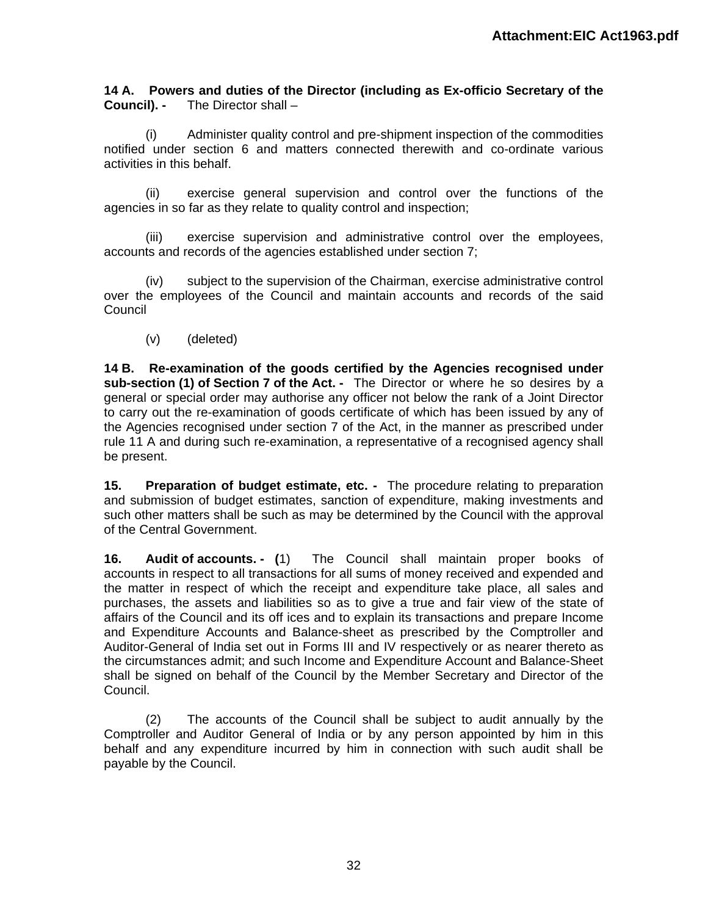**14 A. Powers and duties of the Director (including as Ex-officio Secretary of the Council). -** The Director shall –

(i) Administer quality control and pre-shipment inspection of the commodities notified under section 6 and matters connected therewith and co-ordinate various activities in this behalf.

(ii) exercise general supervision and control over the functions of the agencies in so far as they relate to quality control and inspection;

(iii) exercise supervision and administrative control over the employees, accounts and records of the agencies established under section 7;

(iv) subject to the supervision of the Chairman, exercise administrative control over the employees of the Council and maintain accounts and records of the said Council

(v) (deleted)

**14 B. Re-examination of the goods certified by the Agencies recognised under sub-section (1) of Section 7 of the Act. -** The Director or where he so desires by a general or special order may authorise any officer not below the rank of a Joint Director to carry out the re-examination of goods certificate of which has been issued by any of the Agencies recognised under section 7 of the Act, in the manner as prescribed under rule 11 A and during such re-examination, a representative of a recognised agency shall be present.

**15. Preparation of budget estimate, etc. -** The procedure relating to preparation and submission of budget estimates, sanction of expenditure, making investments and such other matters shall be such as may be determined by the Council with the approval of the Central Government.

**16. Audit of accounts. - (**1) The Council shall maintain proper books of accounts in respect to all transactions for all sums of money received and expended and the matter in respect of which the receipt and expenditure take place, all sales and purchases, the assets and liabilities so as to give a true and fair view of the state of affairs of the Council and its off ices and to explain its transactions and prepare Income and Expenditure Accounts and Balance-sheet as prescribed by the Comptroller and Auditor-General of India set out in Forms III and IV respectively or as nearer thereto as the circumstances admit; and such Income and Expenditure Account and Balance-Sheet shall be signed on behalf of the Council by the Member Secretary and Director of the Council.

(2) The accounts of the Council shall be subject to audit annually by the Comptroller and Auditor General of India or by any person appointed by him in this behalf and any expenditure incurred by him in connection with such audit shall be payable by the Council.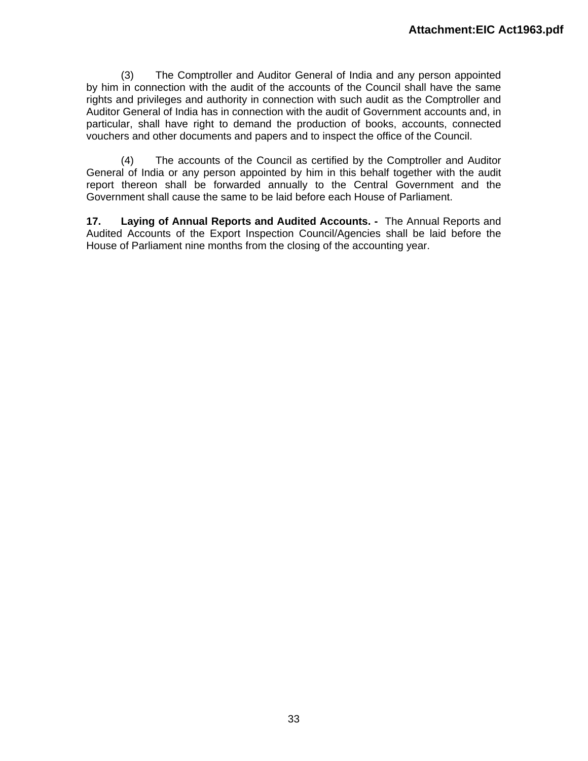(3) The Comptroller and Auditor General of India and any person appointed by him in connection with the audit of the accounts of the Council shall have the same rights and privileges and authority in connection with such audit as the Comptroller and Auditor General of India has in connection with the audit of Government accounts and, in particular, shall have right to demand the production of books, accounts, connected vouchers and other documents and papers and to inspect the office of the Council.

(4) The accounts of the Council as certified by the Comptroller and Auditor General of India or any person appointed by him in this behalf together with the audit report thereon shall be forwarded annually to the Central Government and the Government shall cause the same to be laid before each House of Parliament.

**17. Laying of Annual Reports and Audited Accounts. -** The Annual Reports and Audited Accounts of the Export Inspection Council/Agencies shall be laid before the House of Parliament nine months from the closing of the accounting year.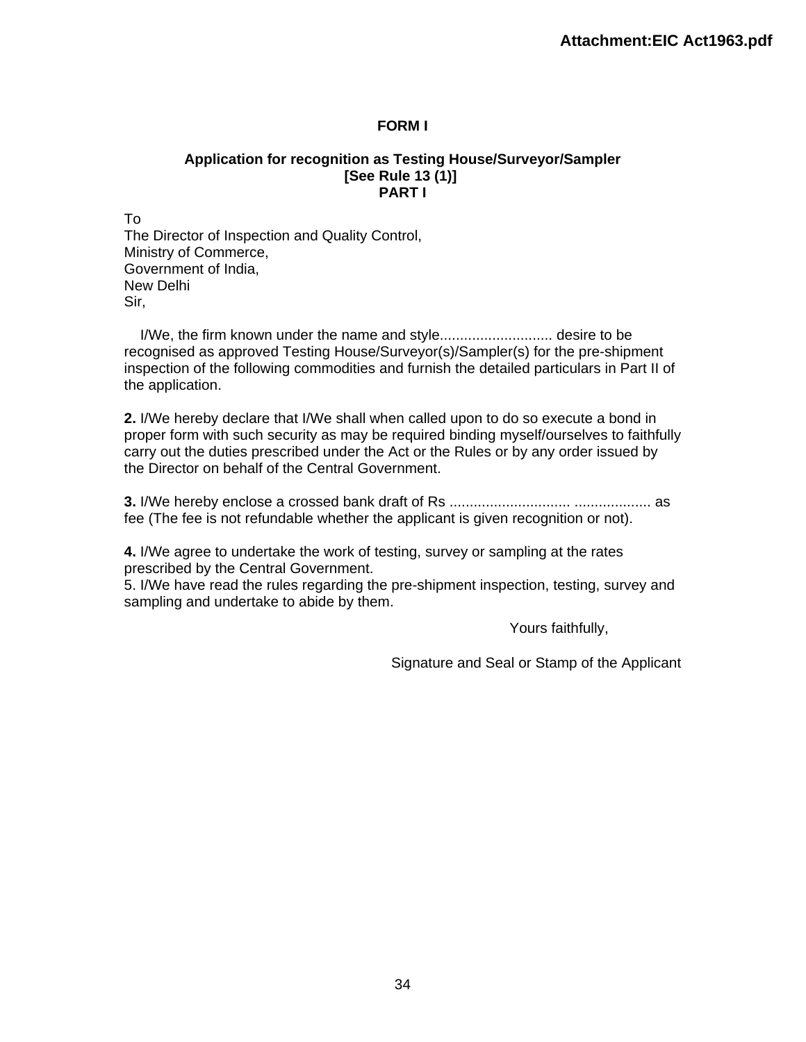# FORM I

## Application for recognition as Testing House/Surveyor/Sampler
**[See Rule 13 (1)]**
**PART I**

To
The Director of Inspection and Quality Control,
Ministry of Commerce,
Government of India,
New Delhi
Sir,

I/We, the firm known under the name and style............................ desire to be recognised as approved Testing House/Surveyor(s)/Sampler(s) for the pre-shipment inspection of the following commodities and furnish the detailed particulars in Part II of the application.

**2.** I/We hereby declare that I/We shall when called upon to do so execute a bond in proper form with such security as may be required binding myself/ourselves to faithfully carry out the duties prescribed under the Act or the Rules or by any order issued by the Director on behalf of the Central Government.

**3.** I/We hereby enclose a crossed bank draft of Rs .............................. ................... as fee (The fee is not refundable whether the applicant is given recognition or not).

**4.** I/We agree to undertake the work of testing, survey or sampling at the rates prescribed by the Central Government.
5. I/We have read the rules regarding the pre-shipment inspection, testing, survey and sampling and undertake to abide by them.

Yours faithfully,

Signature and Seal or Stamp of the Applicant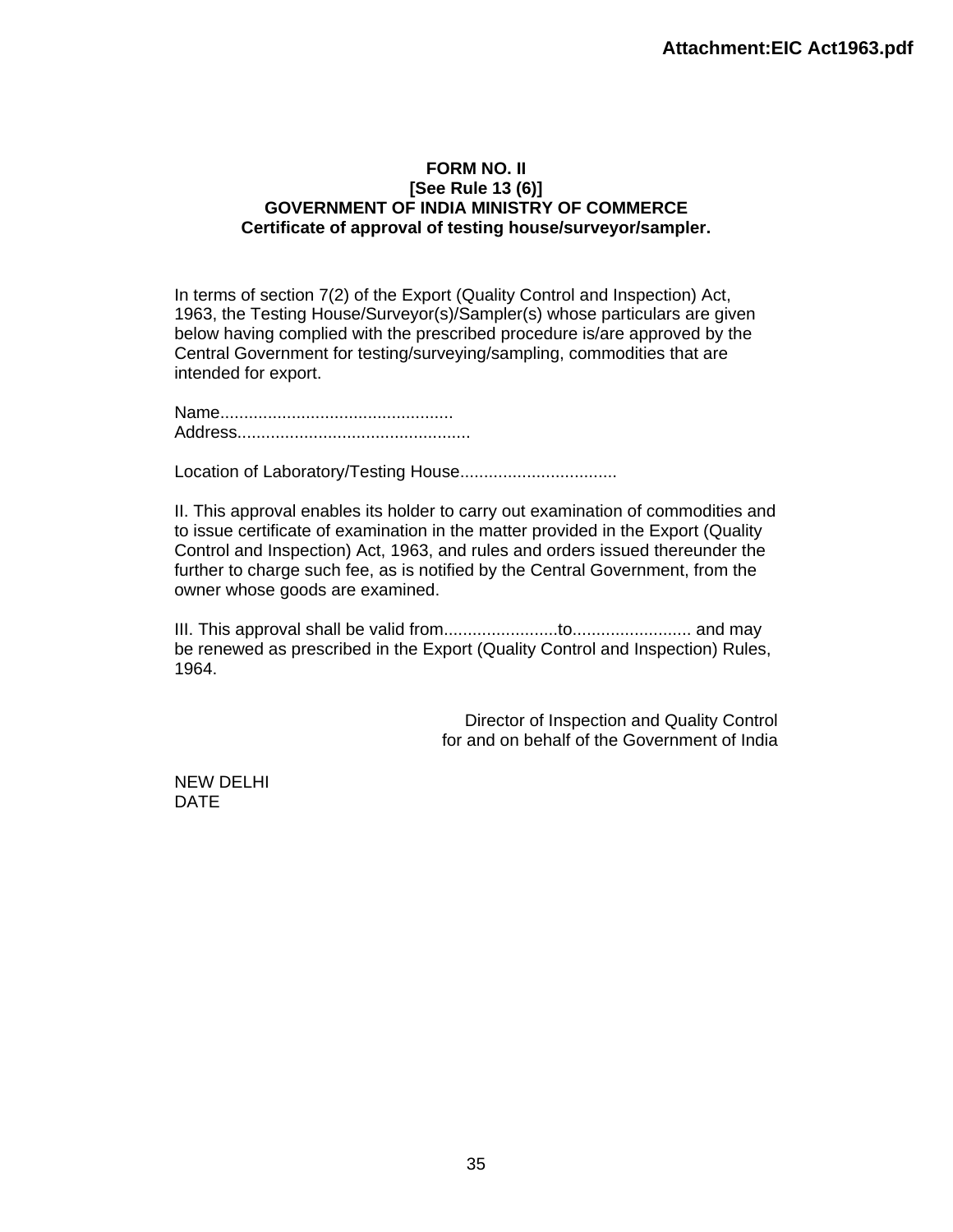**FORM NO. II**
**[See Rule 13 (6)]**
**GOVERNMENT OF INDIA MINISTRY OF COMMERCE**
**Certificate of approval of testing house/surveyor/sampler.**

In terms of section 7(2) of the Export (Quality Control and Inspection) Act, 1963, the Testing House/Surveyor(s)/Sampler(s) whose particulars are given below having complied with the prescribed procedure is/are approved by the Central Government for testing/surveying/sampling, commodities that are intended for export.

Name.................................................
Address.................................................

Location of Laboratory/Testing House.................................

II. This approval enables its holder to carry out examination of commodities and to issue certificate of examination in the matter provided in the Export (Quality Control and Inspection) Act, 1963, and rules and orders issued thereunder the further to charge such fee, as is notified by the Central Government, from the owner whose goods are examined.

III. This approval shall be valid from........................to......................... and may be renewed as prescribed in the Export (Quality Control and Inspection) Rules, 1964.

Director of Inspection and Quality Control
for and on behalf of the Government of India

NEW DELHI
DATE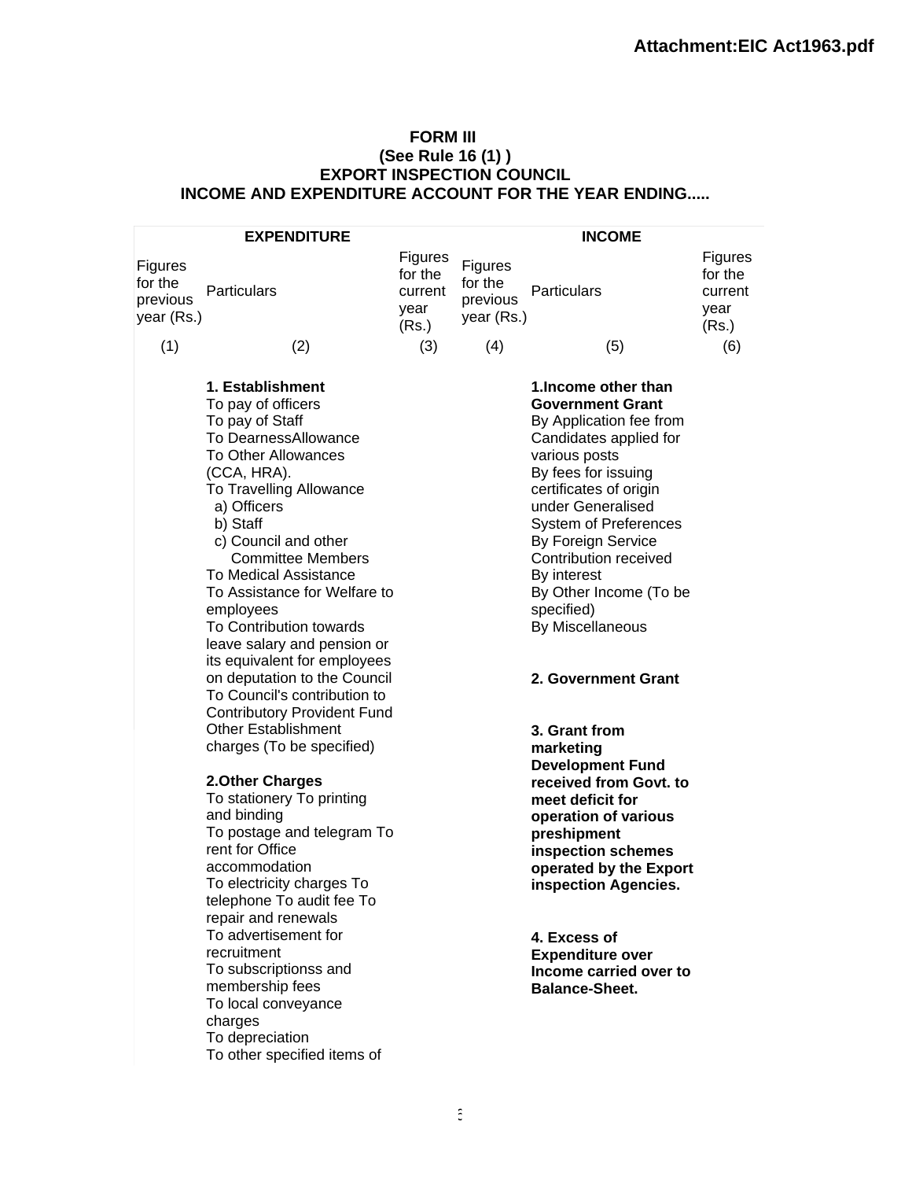FORM III

(See Rule 16 (1) )

EXPORT INSPECTION COUNCIL

INCOME AND EXPENDITURE ACCOUNT FOR THE YEAR ENDING.....

| EXPENDITURE | | | INCOME | | |
|---|---|---|---|---|---|
| Figures for the previous year (Rs.) | Particulars | Figures for the current year (Rs.) | Figures for the previous year (Rs.) | Particulars | Figures for the current year (Rs.) |
| (1) | (2) | (3) | (4) | (5) | (6) |
| | **1. Establishment**<br>To pay of officers<br>To pay of Staff<br>To DearnessAllowance<br>To Other Allowances (CCA, HRA).<br>To Travelling Allowance<br>a) Officers<br>b) Staff<br>c) Council and other Committee Members<br>To Medical Assistance<br>To Assistance for Welfare to employees<br>To Contribution towards leave salary and pension or its equivalent for employees on deputation to the Council<br>To Council's contribution to Contributory Provident Fund<br>Other Establishment charges (To be specified) | | | **1.Income other than Government Grant**<br>By Application fee from Candidates applied for various posts<br>By fees for issuing certificates of origin under Generalised System of Preferences<br>By Foreign Service Contribution received<br>By interest<br>By Other Income (To be specified)<br>By Miscellaneous<br><br>**2. Government Grant** | |
| | **2.Other Charges**<br>To stationery To printing and binding<br>To postage and telegram To rent for Office accommodation<br>To electricity charges To telephone To audit fee To repair and renewals<br>To advertisement for recruitment<br>To subscriptionss and membership fees<br>To local conveyance charges<br>To depreciation<br>To other specified items of | | | **3. Grant from marketing Development Fund received from Govt. to meet deficit for operation of various preshipment inspection schemes operated by the Export inspection Agencies.**<br><br>**4. Excess of Expenditure over Income carried over to Balance-Sheet.** | |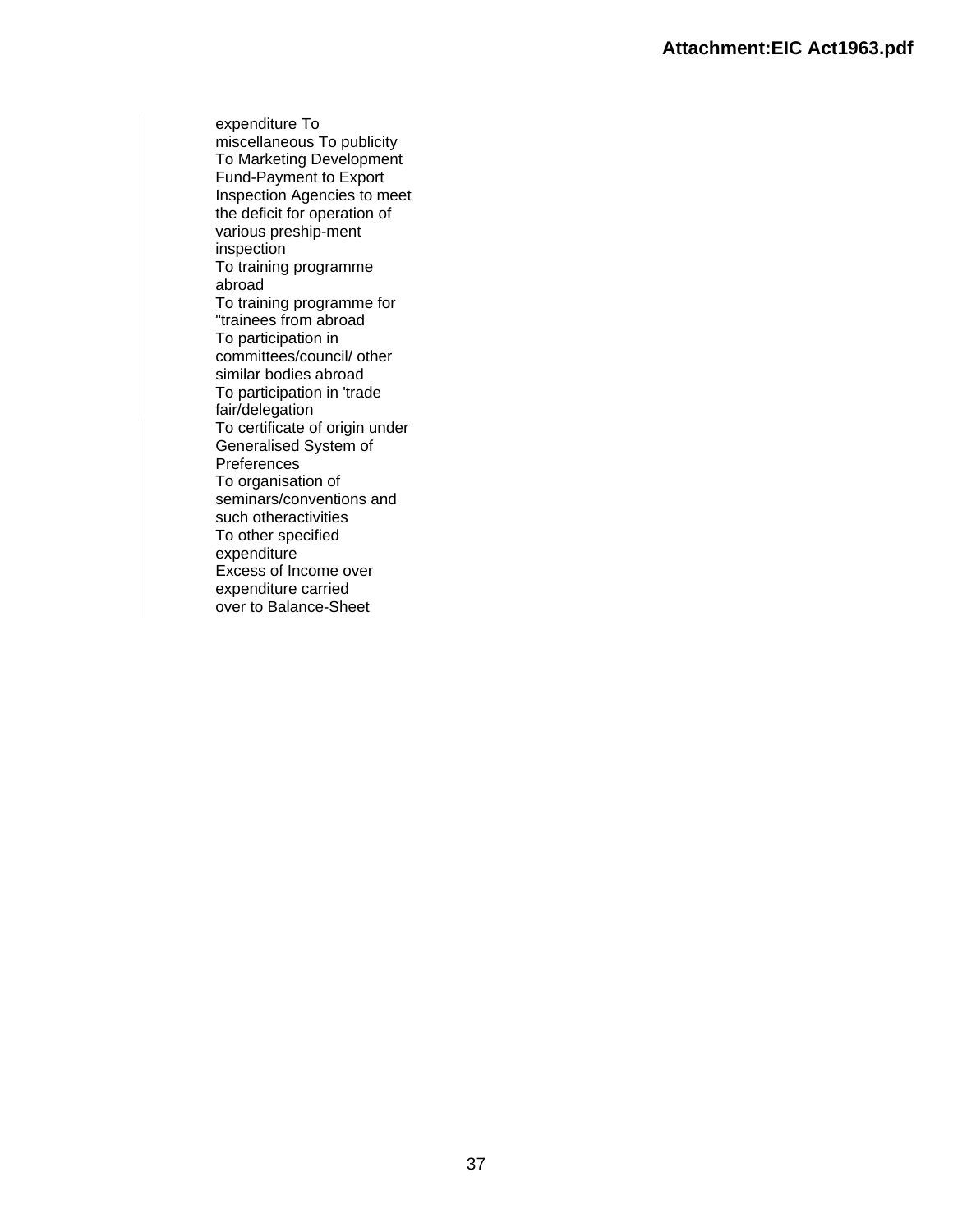expenditure To miscellaneous To publicity
To Marketing Development Fund-Payment to Export Inspection Agencies to meet the deficit for operation of various preship-ment inspection
To training programme abroad
To training programme for "trainees from abroad
To participation in committees/council/ other similar bodies abroad
To participation in 'trade fair/delegation
To certificate of origin under Generalised System of Preferences
To organisation of seminars/conventions and such otheractivities
To other specified expenditure
Excess of Income over expenditure carried over to Balance-Sheet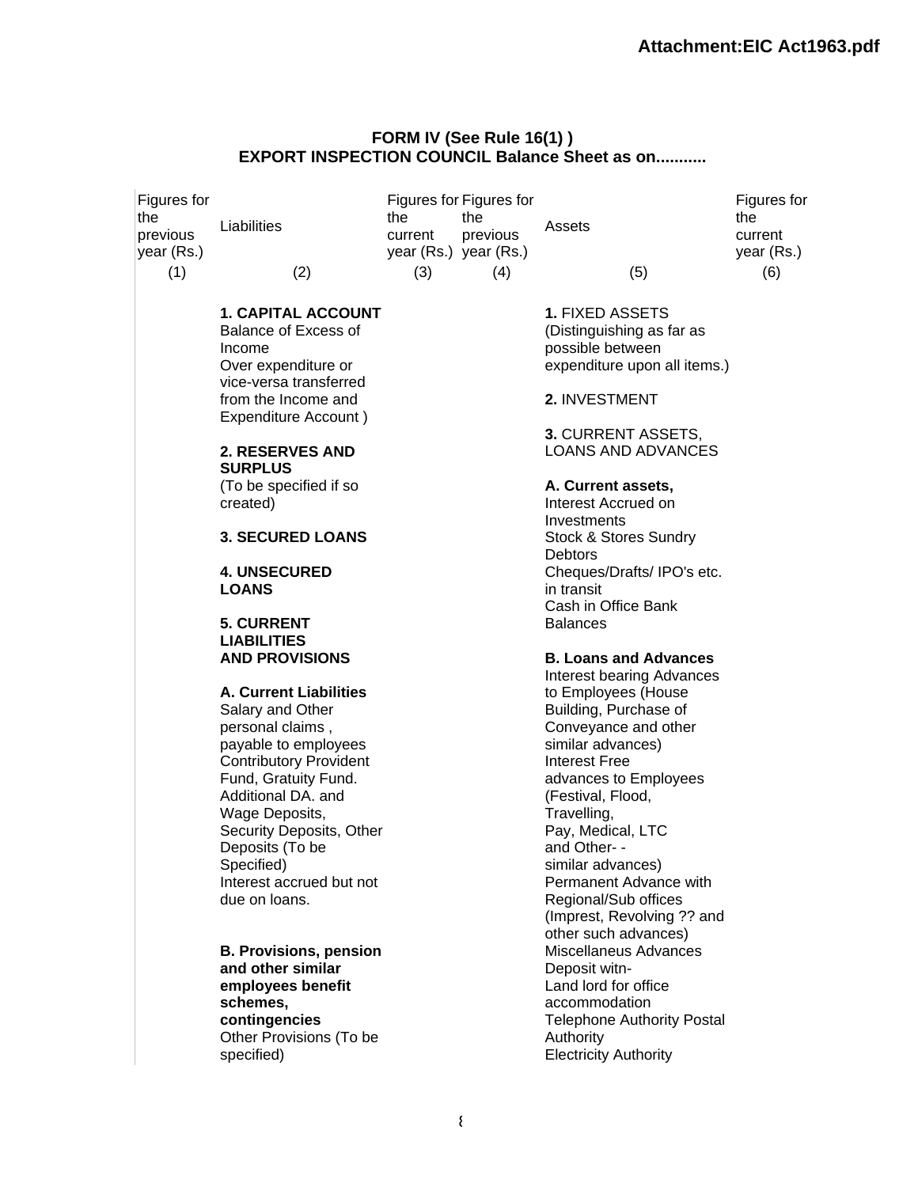**Attachment:EIC Act1963.pdf**

**FORM IV (See Rule 16(1) )**
**EXPORT INSPECTION COUNCIL Balance Sheet as on...........**

| Figures for the previous year (Rs.) | Liabilities | Figures for the current year (Rs.) | Figures for the previous year (Rs.) | Assets | Figures for the current year (Rs.) |
|---|---|---|---|---|---|
| (1) | (2) | (3) | (4) | (5) | (6) |
| | **1. CAPITAL ACCOUNT** Balance of Excess of Income Over expenditure or vice-versa transferred from the Income and Expenditure Account ) | | | **1.** FIXED ASSETS (Distinguishing as far as possible between expenditure upon all items.) | |
| | **2. RESERVES AND SURPLUS** (To be specified if so created) | | | **2.** INVESTMENT | |
| | **3. SECURED LOANS** | | | **3.** CURRENT ASSETS, LOANS AND ADVANCES | |
| | **4. UNSECURED LOANS** | | | **A. Current assets,** Interest Accrued on Investments Stock & Stores Sundry Debtors Cheques/Drafts/ IPO's etc. in transit Cash in Office Bank Balances | |
| | **5. CURRENT LIABILITIES AND PROVISIONS** | | | | |
| | **A. Current Liabilities** Salary and Other personal claims , payable to employees Contributory Provident Fund, Gratuity Fund. Additional DA. and Wage Deposits, Security Deposits, Other Deposits (To be Specified) Interest accrued but not due on loans. | | | **B. Loans and Advances** Interest bearing Advances to Employees (House Building, Purchase of Conveyance and other similar advances) Interest Free advances to Employees (Festival, Flood, Travelling, Pay, Medical, LTC and Other- - similar advances) Permanent Advance with Regional/Sub offices (Imprest, Revolving ?? and other such advances) | |
| | **B. Provisions, pension and other similar employees benefit schemes, contingencies** Other Provisions (To be specified) | | | Miscellaneus Advances Deposit witn- Land lord for office accommodation Telephone Authority Postal Authority Electricity Authority | |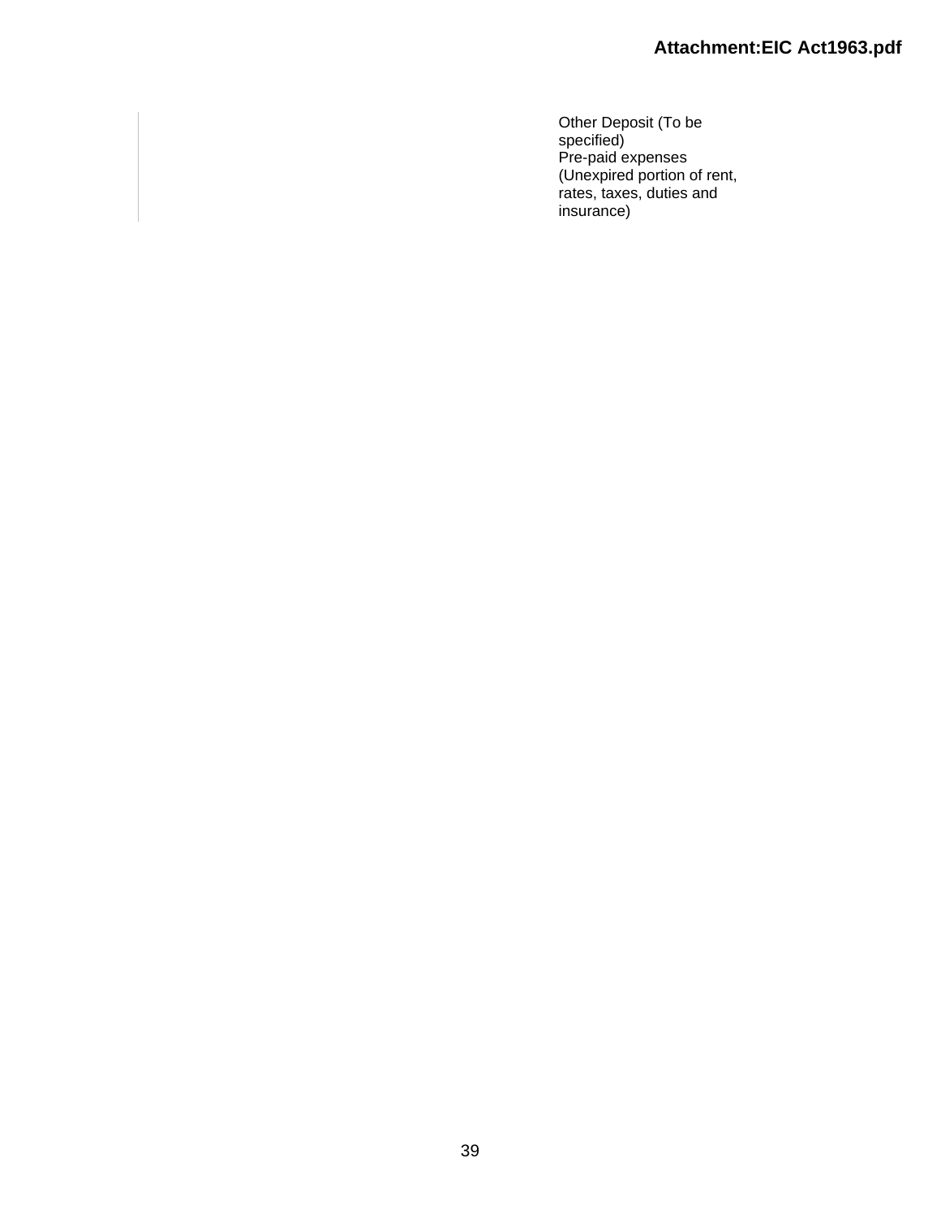Other Deposit (To be specified)
Pre-paid expenses (Unexpired portion of rent, rates, taxes, duties and insurance)